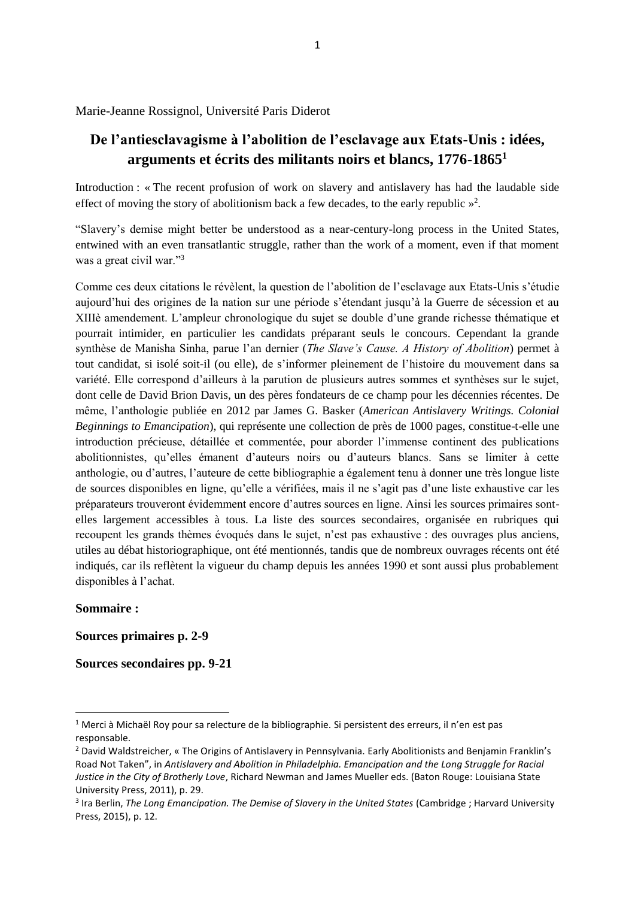Marie-Jeanne Rossignol, Université Paris Diderot

# De l'antiesclavagisme à l'abolition de l'esclavage aux Etats-Unis : idées, arguments et écrits des militants noirs et blancs, 1776-1865[1]

Introduction : « The recent profusion of work on slavery and antislavery has had the laudable side effect of moving the story of abolitionism back a few decades, to the early republic »[2].

"Slavery's demise might better be understood as a near-century-long process in the United States, entwined with an even transatlantic struggle, rather than the work of a moment, even if that moment was a great civil war."[3]

Comme ces deux citations le révèlent, la question de l'abolition de l'esclavage aux Etats-Unis s'étudie aujourd'hui des origines de la nation sur une période s'étendant jusqu'à la Guerre de sécession et au XIIIè amendement. L'ampleur chronologique du sujet se double d'une grande richesse thématique et pourrait intimider, en particulier les candidats préparant seuls le concours. Cependant la grande synthèse de Manisha Sinha, parue l'an dernier (*The Slave's Cause. A History of Abolition*) permet à tout candidat, si isolé soit-il (ou elle), de s'informer pleinement de l'histoire du mouvement dans sa variété. Elle correspond d'ailleurs à la parution de plusieurs autres sommes et synthèses sur le sujet, dont celle de David Brion Davis, un des pères fondateurs de ce champ pour les décennies récentes. De même, l'anthologie publiée en 2012 par James G. Basker (*American Antislavery Writings. Colonial Beginnings to Emancipation*), qui représente une collection de près de 1000 pages, constitue-t-elle une introduction précieuse, détaillée et commentée, pour aborder l'immense continent des publications abolitionnistes, qu'elles émanent d'auteurs noirs ou d'auteurs blancs. Sans se limiter à cette anthologie, ou d'autres, l'auteure de cette bibliographie a également tenu à donner une très longue liste de sources disponibles en ligne, qu'elle a vérifiées, mais il ne s'agit pas d'une liste exhaustive car les préparateurs trouveront évidemment encore d'autres sources en ligne. Ainsi les sources primaires sont-elles largement accessibles à tous. La liste des sources secondaires, organisée en rubriques qui recoupent les grands thèmes évoqués dans le sujet, n'est pas exhaustive : des ouvrages plus anciens, utiles au débat historiographique, ont été mentionnés, tandis que de nombreux ouvrages récents ont été indiqués, car ils reflètent la vigueur du champ depuis les années 1990 et sont aussi plus probablement disponibles à l'achat.

**Sommaire :**

**Sources primaires p. 2-9**

**Sources secondaires pp. 9-21**

---

[1] Merci à Michaël Roy pour sa relecture de la bibliographie. Si persistent des erreurs, il n'en est pas responsable.

[2] David Waldstreicher, « The Origins of Antislavery in Pennsylvania. Early Abolitionists and Benjamin Franklin's Road Not Taken", in *Antislavery and Abolition in Philadelphia. Emancipation and the Long Struggle for Racial Justice in the City of Brotherly Love*, Richard Newman and James Mueller eds. (Baton Rouge: Louisiana State University Press, 2011), p. 29.

[3] Ira Berlin, *The Long Emancipation. The Demise of Slavery in the United States* (Cambridge ; Harvard University Press, 2015), p. 12.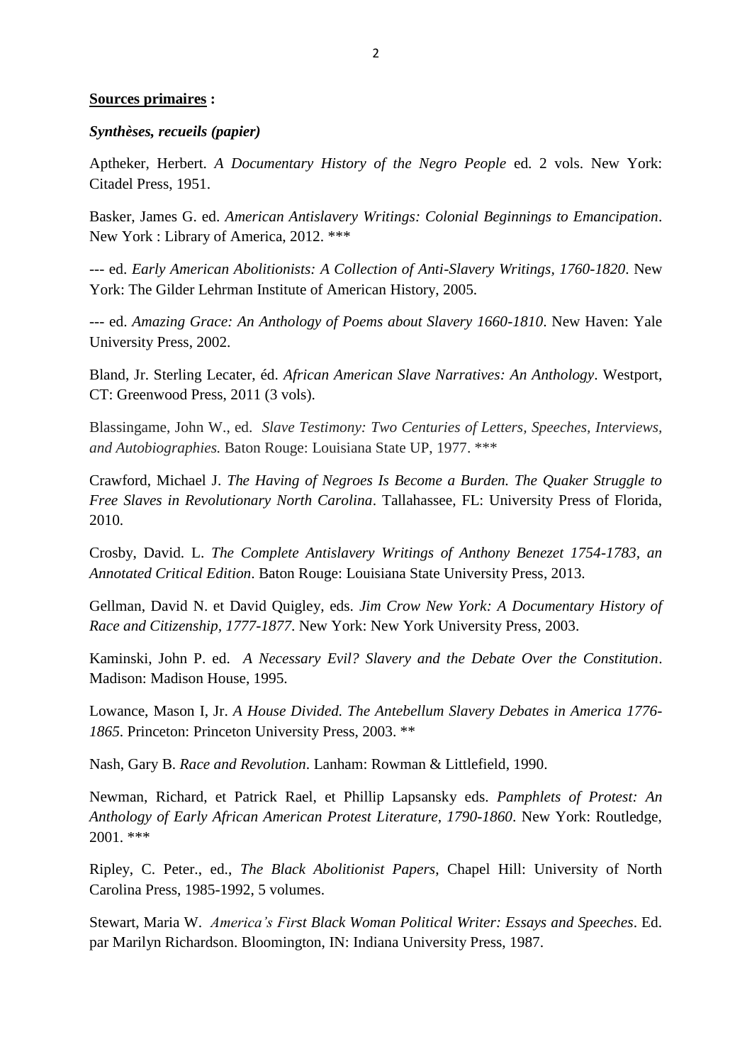**Sources primaires** :

***Synthèses, recueils (papier)***

Aptheker, Herbert. *A Documentary History of the Negro People* ed. 2 vols. New York: Citadel Press, 1951.

Basker, James G. ed. *American Antislavery Writings: Colonial Beginnings to Emancipation*. New York : Library of America, 2012. ***

--- ed. *Early American Abolitionists: A Collection of Anti-Slavery Writings, 1760-1820*. New York: The Gilder Lehrman Institute of American History, 2005.

--- ed. *Amazing Grace: An Anthology of Poems about Slavery 1660-1810*. New Haven: Yale University Press, 2002.

Bland, Jr. Sterling Lecater, éd. *African American Slave Narratives: An Anthology*. Westport, CT: Greenwood Press, 2011 (3 vols).

Blassingame, John W., ed. *Slave Testimony: Two Centuries of Letters, Speeches, Interviews, and Autobiographies.* Baton Rouge: Louisiana State UP, 1977. ***

Crawford, Michael J. *The Having of Negroes Is Become a Burden. The Quaker Struggle to Free Slaves in Revolutionary North Carolina*. Tallahassee, FL: University Press of Florida, 2010.

Crosby, David. L. *The Complete Antislavery Writings of Anthony Benezet 1754-1783, an Annotated Critical Edition*. Baton Rouge: Louisiana State University Press, 2013.

Gellman, David N. et David Quigley, eds. *Jim Crow New York: A Documentary History of Race and Citizenship, 1777-1877*. New York: New York University Press, 2003.

Kaminski, John P. ed. *A Necessary Evil? Slavery and the Debate Over the Constitution*. Madison: Madison House, 1995.

Lowance, Mason I, Jr. *A House Divided. The Antebellum Slavery Debates in America 1776-1865*. Princeton: Princeton University Press, 2003. **

Nash, Gary B. *Race and Revolution*. Lanham: Rowman & Littlefield, 1990.

Newman, Richard, et Patrick Rael, et Phillip Lapsansky eds. *Pamphlets of Protest: An Anthology of Early African American Protest Literature, 1790-1860*. New York: Routledge, 2001. ***

Ripley, C. Peter., ed., *The Black Abolitionist Papers*, Chapel Hill: University of North Carolina Press, 1985-1992, 5 volumes.

Stewart, Maria W. *America's First Black Woman Political Writer: Essays and Speeches*. Ed. par Marilyn Richardson. Bloomington, IN: Indiana University Press, 1987.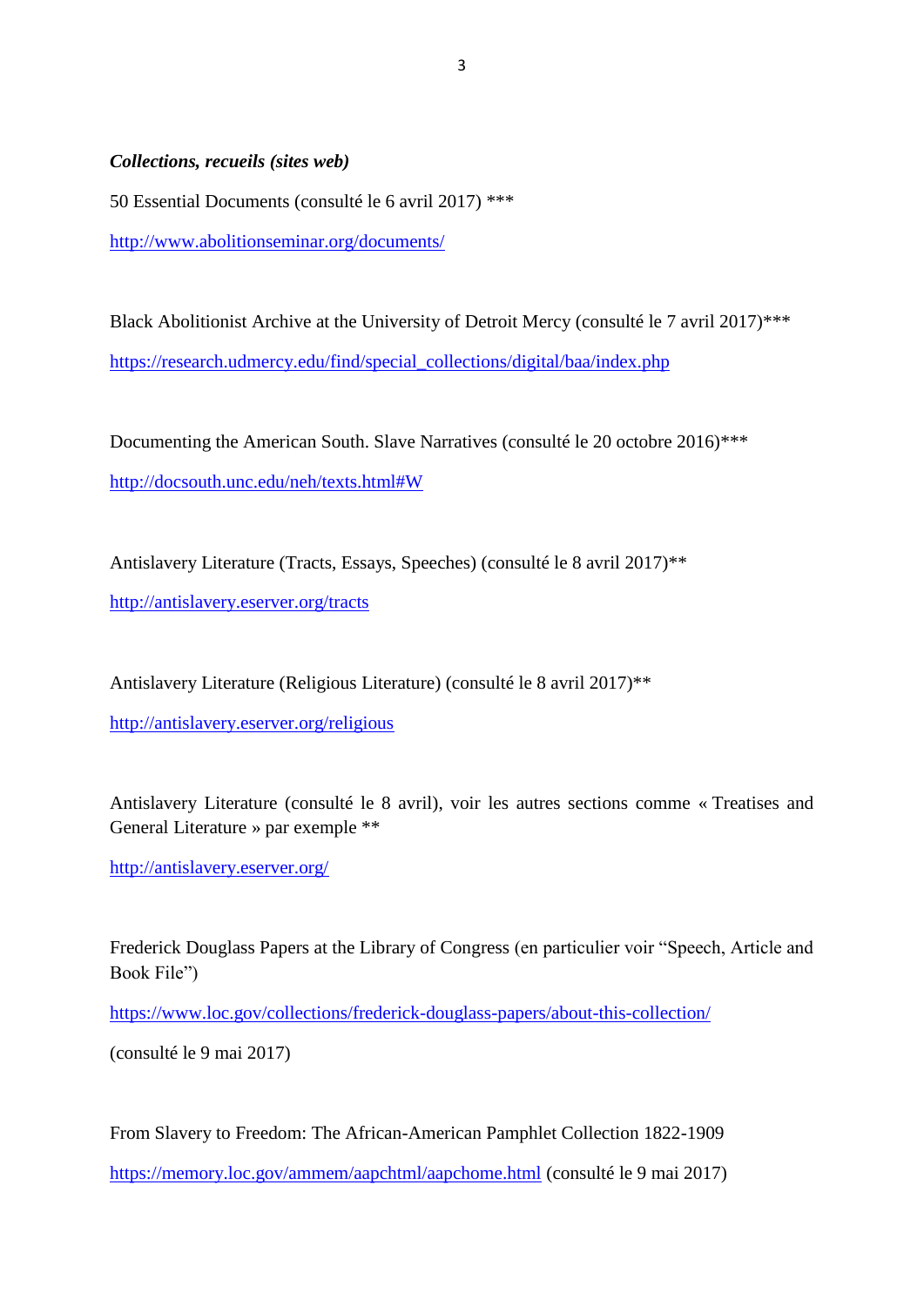***Collections, recueils (sites web)***

50 Essential Documents (consulté le 6 avril 2017) ***

http://www.abolitionseminar.org/documents/

Black Abolitionist Archive at the University of Detroit Mercy (consulté le 7 avril 2017)***

https://research.udmercy.edu/find/special_collections/digital/baa/index.php

Documenting the American South. Slave Narratives (consulté le 20 octobre 2016)***

http://docsouth.unc.edu/neh/texts.html#W

Antislavery Literature (Tracts, Essays, Speeches) (consulté le 8 avril 2017)**

http://antislavery.eserver.org/tracts

Antislavery Literature (Religious Literature) (consulté le 8 avril 2017)**

http://antislavery.eserver.org/religious

Antislavery Literature (consulté le 8 avril), voir les autres sections comme « Treatises and General Literature » par exemple **

http://antislavery.eserver.org/

Frederick Douglass Papers at the Library of Congress (en particulier voir "Speech, Article and Book File")

https://www.loc.gov/collections/frederick-douglass-papers/about-this-collection/

(consulté le 9 mai 2017)

From Slavery to Freedom: The African-American Pamphlet Collection 1822-1909

https://memory.loc.gov/ammem/aapchtml/aapchome.html (consulté le 9 mai 2017)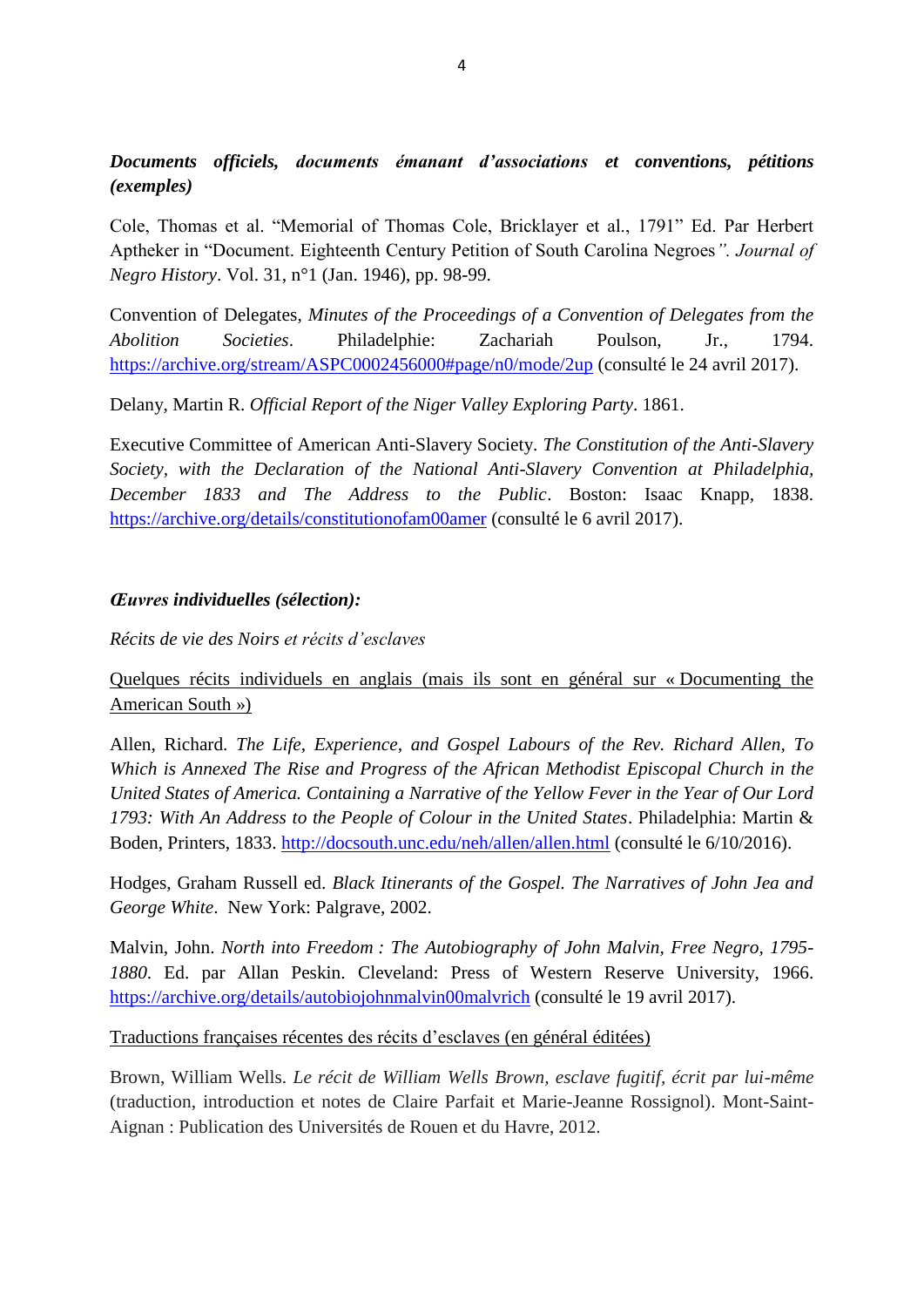***Documents officiels, documents émanant d'associations et conventions, pétitions (exemples)***

Cole, Thomas et al. "Memorial of Thomas Cole, Bricklayer et al., 1791" Ed. Par Herbert Aptheker in "Document. Eighteenth Century Petition of South Carolina Negroes*". Journal of Negro History*. Vol. 31, n°1 (Jan. 1946), pp. 98-99.

Convention of Delegates, *Minutes of the Proceedings of a Convention of Delegates from the Abolition Societies*. Philadelphie: Zachariah Poulson, Jr., 1794. [https://archive.org/stream/ASPC0002456000#page/n0/mode/2up](https://archive.org/stream/ASPC0002456000#page/n0/mode/2up) (consulté le 24 avril 2017).

Delany, Martin R. *Official Report of the Niger Valley Exploring Party*. 1861.

Executive Committee of American Anti-Slavery Society. *The Constitution of the Anti-Slavery Society, with the Declaration of the National Anti-Slavery Convention at Philadelphia, December 1833 and The Address to the Public*. Boston: Isaac Knapp, 1838. [https://archive.org/details/constitutionofam00amer](https://archive.org/details/constitutionofam00amer) (consulté le 6 avril 2017).

***Œuvres individuelles (sélection):***

*Récits de vie des Noirs et récits d'esclaves*

<u>Quelques récits individuels en anglais (mais ils sont en général sur « Documenting the American South »)</u>

Allen, Richard. *The Life, Experience, and Gospel Labours of the Rev. Richard Allen, To Which is Annexed The Rise and Progress of the African Methodist Episcopal Church in the United States of America. Containing a Narrative of the Yellow Fever in the Year of Our Lord 1793: With An Address to the People of Colour in the United States*. Philadelphia: Martin & Boden, Printers, 1833. [http://docsouth.unc.edu/neh/allen/allen.html](http://docsouth.unc.edu/neh/allen/allen.html) (consulté le 6/10/2016).

Hodges, Graham Russell ed. *Black Itinerants of the Gospel. The Narratives of John Jea and George White*. New York: Palgrave, 2002.

Malvin, John. *North into Freedom : The Autobiography of John Malvin, Free Negro, 1795-1880*. Ed. par Allan Peskin. Cleveland: Press of Western Reserve University, 1966. [https://archive.org/details/autobiojohnmalvin00malvrich](https://archive.org/details/autobiojohnmalvin00malvrich) (consulté le 19 avril 2017).

<u>Traductions françaises récentes des récits d'esclaves (en général éditées)</u>

Brown, William Wells. *Le récit de William Wells Brown, esclave fugitif, écrit par lui-même* (traduction, introduction et notes de Claire Parfait et Marie-Jeanne Rossignol). Mont-Saint-Aignan : Publication des Universités de Rouen et du Havre, 2012.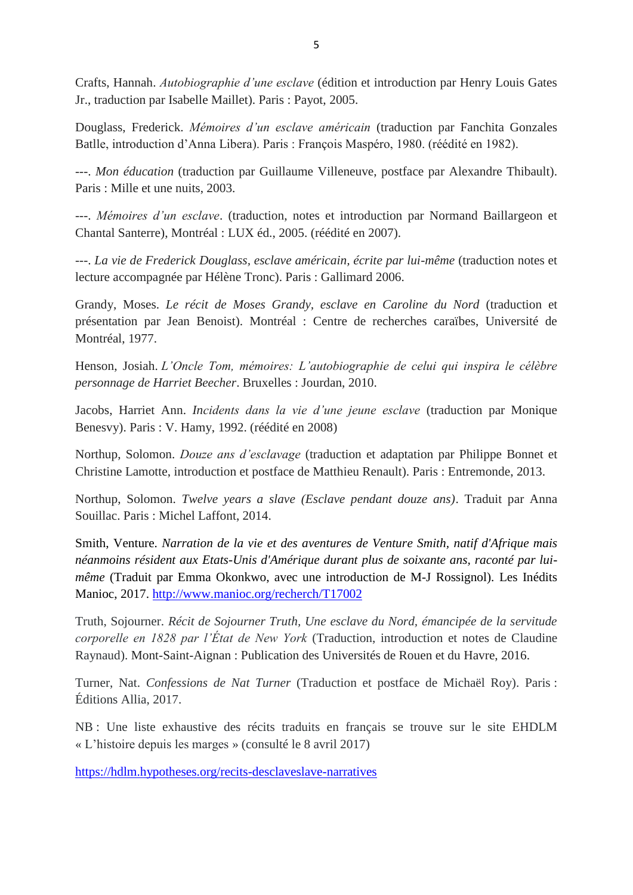Crafts, Hannah. *Autobiographie d'une esclave* (édition et introduction par Henry Louis Gates Jr., traduction par Isabelle Maillet). Paris : Payot, 2005.

Douglass, Frederick. *Mémoires d'un esclave américain* (traduction par Fanchita Gonzales Batlle, introduction d'Anna Libera). Paris : François Maspéro, 1980. (réédité en 1982).

---. *Mon éducation* (traduction par Guillaume Villeneuve, postface par Alexandre Thibault). Paris : Mille et une nuits, 2003.

---. *Mémoires d'un esclave*. (traduction, notes et introduction par Normand Baillargeon et Chantal Santerre), Montréal : LUX éd., 2005. (réédité en 2007).

---. *La vie de Frederick Douglass, esclave américain, écrite par lui-même* (traduction notes et lecture accompagnée par Hélène Tronc). Paris : Gallimard 2006.

Grandy, Moses. *Le récit de Moses Grandy, esclave en Caroline du Nord* (traduction et présentation par Jean Benoist). Montréal : Centre de recherches caraïbes, Université de Montréal, 1977.

Henson, Josiah. *L'Oncle Tom, mémoires: L'autobiographie de celui qui inspira le célèbre personnage de Harriet Beecher*. Bruxelles : Jourdan, 2010.

Jacobs, Harriet Ann. *Incidents dans la vie d'une jeune esclave* (traduction par Monique Benesvy). Paris : V. Hamy, 1992. (réédité en 2008)

Northup, Solomon. *Douze ans d'esclavage* (traduction et adaptation par Philippe Bonnet et Christine Lamotte, introduction et postface de Matthieu Renault). Paris : Entremonde, 2013.

Northup, Solomon. *Twelve years a slave (Esclave pendant douze ans)*. Traduit par Anna Souillac. Paris : Michel Laffont, 2014.

Smith, Venture. *Narration de la vie et des aventures de Venture Smith, natif d'Afrique mais néanmoins résident aux Etats-Unis d'Amérique durant plus de soixante ans, raconté par lui-même* (Traduit par Emma Okonkwo, avec une introduction de M-J Rossignol). Les Inédits Manioc, 2017. http://www.manioc.org/recherch/T17002

Truth, Sojourner. *Récit de Sojourner Truth, Une esclave du Nord, émancipée de la servitude corporelle en 1828 par l'État de New York* (Traduction, introduction et notes de Claudine Raynaud). Mont-Saint-Aignan : Publication des Universités de Rouen et du Havre, 2016.

Turner, Nat. *Confessions de Nat Turner* (Traduction et postface de Michaël Roy). Paris : Éditions Allia, 2017.

NB : Une liste exhaustive des récits traduits en français se trouve sur le site EHDLM « L'histoire depuis les marges » (consulté le 8 avril 2017)

https://hdlm.hypotheses.org/recits-desclaveslave-narratives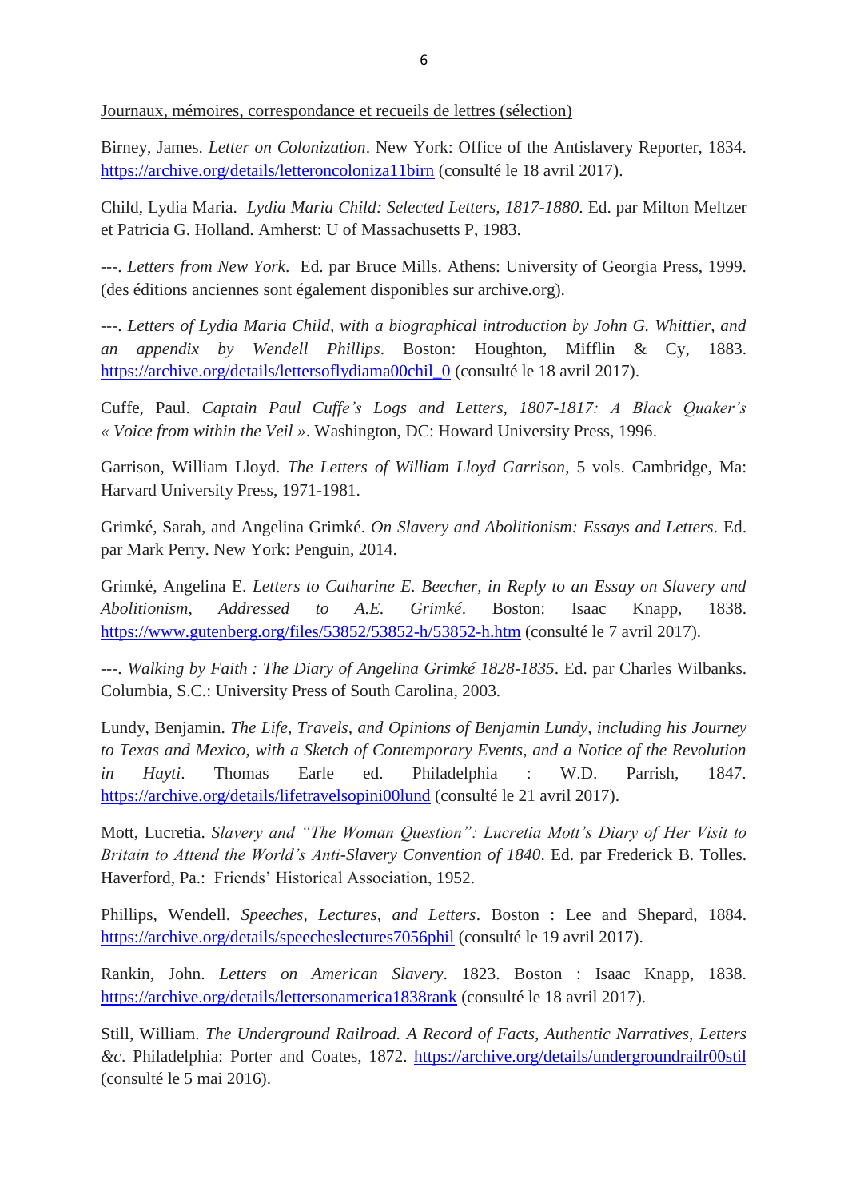Journaux, mémoires, correspondance et recueils de lettres (sélection)

Birney, James. *Letter on Colonization*. New York: Office of the Antislavery Reporter, 1834. https://archive.org/details/letteroncoloniza11birn (consulté le 18 avril 2017).

Child, Lydia Maria. *Lydia Maria Child: Selected Letters, 1817-1880*. Ed. par Milton Meltzer et Patricia G. Holland. Amherst: U of Massachusetts P, 1983.

---. *Letters from New York*. Ed. par Bruce Mills. Athens: University of Georgia Press, 1999. (des éditions anciennes sont également disponibles sur archive.org).

---. *Letters of Lydia Maria Child, with a biographical introduction by John G. Whittier, and an appendix by Wendell Phillips*. Boston: Houghton, Mifflin & Cy, 1883. https://archive.org/details/lettersoflydiama00chil_0 (consulté le 18 avril 2017).

Cuffe, Paul. *Captain Paul Cuffe's Logs and Letters, 1807-1817: A Black Quaker's « Voice from within the Veil »*. Washington, DC: Howard University Press, 1996.

Garrison, William Lloyd. *The Letters of William Lloyd Garrison*, 5 vols. Cambridge, Ma: Harvard University Press, 1971-1981.

Grimké, Sarah, and Angelina Grimké. *On Slavery and Abolitionism: Essays and Letters*. Ed. par Mark Perry. New York: Penguin, 2014.

Grimké, Angelina E. *Letters to Catharine E. Beecher, in Reply to an Essay on Slavery and Abolitionism, Addressed to A.E. Grimké*. Boston: Isaac Knapp, 1838. https://www.gutenberg.org/files/53852/53852-h/53852-h.htm (consulté le 7 avril 2017).

---. *Walking by Faith : The Diary of Angelina Grimké 1828-1835*. Ed. par Charles Wilbanks. Columbia, S.C.: University Press of South Carolina, 2003.

Lundy, Benjamin. *The Life, Travels, and Opinions of Benjamin Lundy, including his Journey to Texas and Mexico, with a Sketch of Contemporary Events, and a Notice of the Revolution in Hayti*. Thomas Earle ed. Philadelphia : W.D. Parrish, 1847. https://archive.org/details/lifetravelsopini00lund (consulté le 21 avril 2017).

Mott, Lucretia. *Slavery and "The Woman Question": Lucretia Mott's Diary of Her Visit to Britain to Attend the World's Anti-Slavery Convention of 1840*. Ed. par Frederick B. Tolles. Haverford, Pa.: Friends' Historical Association, 1952.

Phillips, Wendell. *Speeches, Lectures, and Letters*. Boston : Lee and Shepard, 1884. https://archive.org/details/speecheslectures7056phil (consulté le 19 avril 2017).

Rankin, John. *Letters on American Slavery*. 1823. Boston : Isaac Knapp, 1838. https://archive.org/details/lettersonamerica1838rank (consulté le 18 avril 2017).

Still, William. *The Underground Railroad. A Record of Facts, Authentic Narratives, Letters &c*. Philadelphia: Porter and Coates, 1872. https://archive.org/details/undergroundrailr00stil (consulté le 5 mai 2016).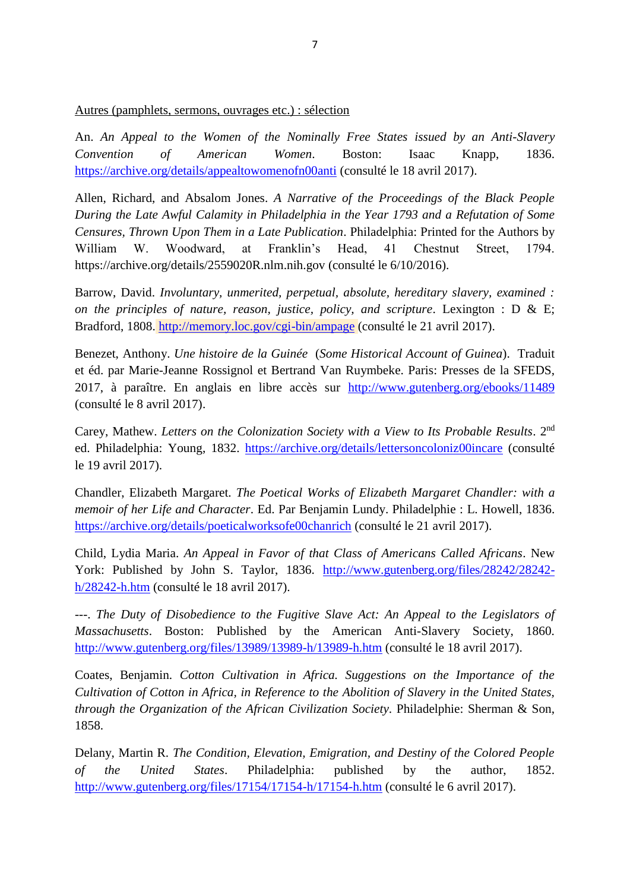Autres (pamphlets, sermons, ouvrages etc.) : sélection

An. *An Appeal to the Women of the Nominally Free States issued by an Anti-Slavery Convention of American Women*. Boston: Isaac Knapp, 1836. https://archive.org/details/appealtowomenofn00anti (consulté le 18 avril 2017).

Allen, Richard, and Absalom Jones. *A Narrative of the Proceedings of the Black People During the Late Awful Calamity in Philadelphia in the Year 1793 and a Refutation of Some Censures, Thrown Upon Them in a Late Publication*. Philadelphia: Printed for the Authors by William W. Woodward, at Franklin's Head, 41 Chestnut Street, 1794. https://archive.org/details/2559020R.nlm.nih.gov (consulté le 6/10/2016).

Barrow, David. *Involuntary, unmerited, perpetual, absolute, hereditary slavery, examined : on the principles of nature, reason, justice, policy, and scripture*. Lexington : D & E; Bradford, 1808. http://memory.loc.gov/cgi-bin/ampage (consulté le 21 avril 2017).

Benezet, Anthony. *Une histoire de la Guinée* (*Some Historical Account of Guinea*). Traduit et éd. par Marie-Jeanne Rossignol et Bertrand Van Ruymbeke. Paris: Presses de la SFEDS, 2017, à paraître. En anglais en libre accès sur http://www.gutenberg.org/ebooks/11489 (consulté le 8 avril 2017).

Carey, Mathew. *Letters on the Colonization Society with a View to Its Probable Results*. 2nd ed. Philadelphia: Young, 1832. https://archive.org/details/lettersoncoloniz00incare (consulté le 19 avril 2017).

Chandler, Elizabeth Margaret. *The Poetical Works of Elizabeth Margaret Chandler: with a memoir of her Life and Character*. Ed. Par Benjamin Lundy. Philadelphie : L. Howell, 1836. https://archive.org/details/poeticalworksofe00chanrich (consulté le 21 avril 2017).

Child, Lydia Maria. *An Appeal in Favor of that Class of Americans Called Africans*. New York: Published by John S. Taylor, 1836. http://www.gutenberg.org/files/28242/28242-h/28242-h.htm (consulté le 18 avril 2017).

---. *The Duty of Disobedience to the Fugitive Slave Act: An Appeal to the Legislators of Massachusetts*. Boston: Published by the American Anti-Slavery Society, 1860. http://www.gutenberg.org/files/13989/13989-h/13989-h.htm (consulté le 18 avril 2017).

Coates, Benjamin. *Cotton Cultivation in Africa. Suggestions on the Importance of the Cultivation of Cotton in Africa, in Reference to the Abolition of Slavery in the United States, through the Organization of the African Civilization Society*. Philadelphie: Sherman & Son, 1858.

Delany, Martin R. *The Condition, Elevation, Emigration, and Destiny of the Colored People of the United States*. Philadelphia: published by the author, 1852. http://www.gutenberg.org/files/17154/17154-h/17154-h.htm (consulté le 6 avril 2017).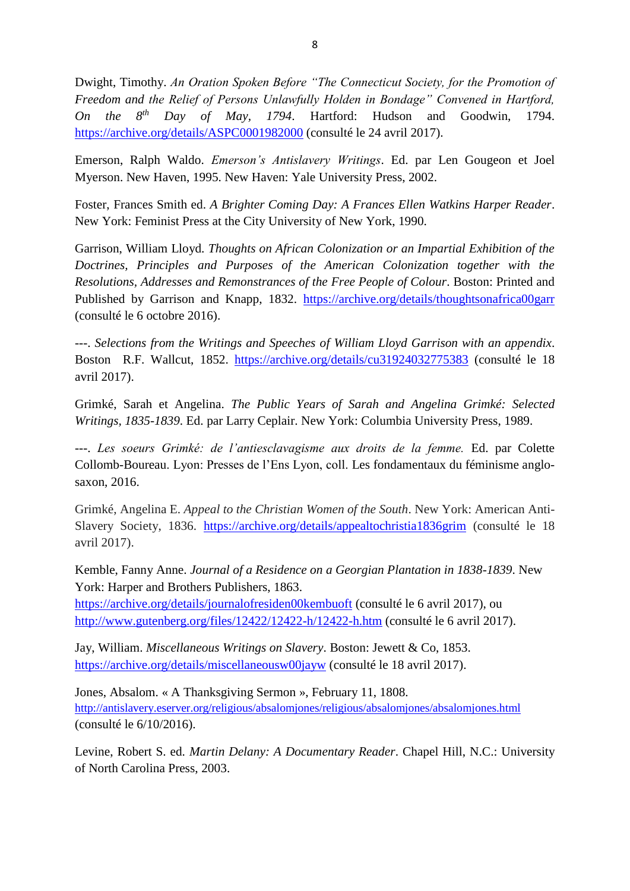Dwight, Timothy. *An Oration Spoken Before "The Connecticut Society, for the Promotion of Freedom and the Relief of Persons Unlawfully Holden in Bondage" Convened in Hartford, On the 8th Day of May, 1794*. Hartford: Hudson and Goodwin, 1794. https://archive.org/details/ASPC0001982000 (consulté le 24 avril 2017).

Emerson, Ralph Waldo. *Emerson's Antislavery Writings*. Ed. par Len Gougeon et Joel Myerson. New Haven, 1995. New Haven: Yale University Press, 2002.

Foster, Frances Smith ed. *A Brighter Coming Day: A Frances Ellen Watkins Harper Reader*. New York: Feminist Press at the City University of New York, 1990.

Garrison, William Lloyd. *Thoughts on African Colonization or an Impartial Exhibition of the Doctrines, Principles and Purposes of the American Colonization together with the Resolutions, Addresses and Remonstrances of the Free People of Colour*. Boston: Printed and Published by Garrison and Knapp, 1832. https://archive.org/details/thoughtsonafrica00garr (consulté le 6 octobre 2016).

---. *Selections from the Writings and Speeches of William Lloyd Garrison with an appendix*. Boston R.F. Wallcut, 1852. https://archive.org/details/cu31924032775383 (consulté le 18 avril 2017).

Grimké, Sarah et Angelina. *The Public Years of Sarah and Angelina Grimké: Selected Writings, 1835-1839*. Ed. par Larry Ceplair. New York: Columbia University Press, 1989.

---. *Les soeurs Grimké: de l'antiesclavagisme aux droits de la femme.* Ed. par Colette Collomb-Boureau. Lyon: Presses de l'Ens Lyon, coll. Les fondamentaux du féminisme anglo-saxon, 2016.

Grimké, Angelina E. *Appeal to the Christian Women of the South*. New York: American Anti-Slavery Society, 1836. https://archive.org/details/appealtochristia1836grim (consulté le 18 avril 2017).

Kemble, Fanny Anne. *Journal of a Residence on a Georgian Plantation in 1838-1839*. New York: Harper and Brothers Publishers, 1863. https://archive.org/details/journalofresiden00kembuoft (consulté le 6 avril 2017), ou http://www.gutenberg.org/files/12422/12422-h/12422-h.htm (consulté le 6 avril 2017).

Jay, William. *Miscellaneous Writings on Slavery*. Boston: Jewett & Co, 1853. https://archive.org/details/miscellaneousw00jayw (consulté le 18 avril 2017).

Jones, Absalom. « A Thanksgiving Sermon », February 11, 1808. http://antislavery.eserver.org/religious/absalomjones/religious/absalomjones/absalomjones.html (consulté le 6/10/2016).

Levine, Robert S. ed. *Martin Delany: A Documentary Reader*. Chapel Hill, N.C.: University of North Carolina Press, 2003.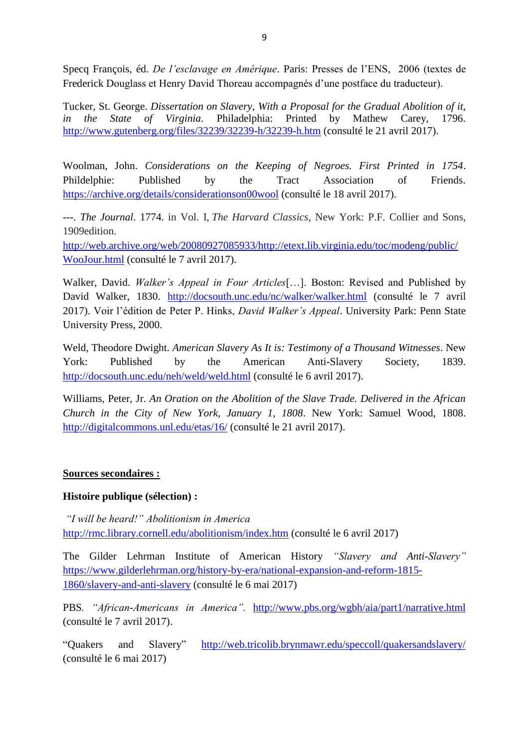Specq François, éd. *De l'esclavage en Amérique*. Paris: Presses de l'ENS, 2006 (textes de Frederick Douglass et Henry David Thoreau accompagnés d'une postface du traducteur).

Tucker, St. George. *Dissertation on Slavery, With a Proposal for the Gradual Abolition of it, in the State of Virginia*. Philadelphia: Printed by Mathew Carey, 1796. http://www.gutenberg.org/files/32239/32239-h/32239-h.htm (consulté le 21 avril 2017).

Woolman, John. *Considerations on the Keeping of Negroes. First Printed in 1754*. Phildelphie: Published by the Tract Association of Friends. https://archive.org/details/considerationson00wool (consulté le 18 avril 2017).

---. *The Journal*. 1774. in Vol. I, *The Harvard Classics*, New York: P.F. Collier and Sons, 1909edition. http://web.archive.org/web/20080927085933/http://etext.lib.virginia.edu/toc/modeng/public/WooJour.html (consulté le 7 avril 2017).

Walker, David. *Walker's Appeal in Four Articles*[…]. Boston: Revised and Published by David Walker, 1830. http://docsouth.unc.edu/nc/walker/walker.html (consulté le 7 avril 2017). Voir l'édition de Peter P. Hinks, *David Walker's Appeal*. University Park: Penn State University Press, 2000.

Weld, Theodore Dwight. *American Slavery As It is: Testimony of a Thousand Witnesses*. New York: Published by the American Anti-Slavery Society, 1839. http://docsouth.unc.edu/neh/weld/weld.html (consulté le 6 avril 2017).

Williams, Peter, Jr. *An Oration on the Abolition of the Slave Trade. Delivered in the African Church in the City of New York, January 1, 1808*. New York: Samuel Wood, 1808. http://digitalcommons.unl.edu/etas/16/ (consulté le 21 avril 2017).

**Sources secondaires :**

**Histoire publique (sélection) :**

*"I will be heard!" Abolitionism in America* http://rmc.library.cornell.edu/abolitionism/index.htm (consulté le 6 avril 2017)

The Gilder Lehrman Institute of American History *"Slavery and Anti-Slavery"* https://www.gilderlehrman.org/history-by-era/national-expansion-and-reform-1815-1860/slavery-and-anti-slavery (consulté le 6 mai 2017)

PBS. *"African-Americans in America"*. http://www.pbs.org/wgbh/aia/part1/narrative.html (consulté le 7 avril 2017).

"Quakers and Slavery" http://web.tricolib.brynmawr.edu/speccoll/quakersandslavery/ (consulté le 6 mai 2017)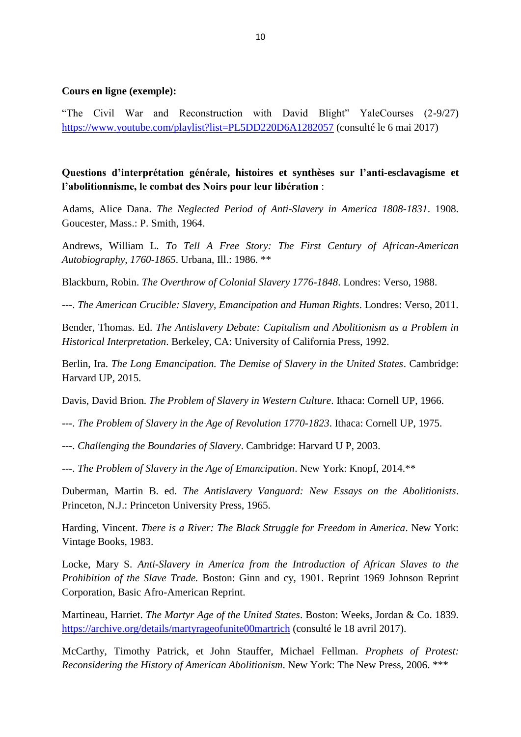**Cours en ligne (exemple):**

"The Civil War and Reconstruction with David Blight" YaleCourses (2-9/27) https://www.youtube.com/playlist?list=PL5DD220D6A1282057 (consulté le 6 mai 2017)

**Questions d'interprétation générale, histoires et synthèses sur l'anti-esclavagisme et l'abolitionnisme, le combat des Noirs pour leur libération** :

Adams, Alice Dana. *The Neglected Period of Anti-Slavery in America 1808-1831*. 1908. Goucester, Mass.: P. Smith, 1964.

Andrews, William L. *To Tell A Free Story: The First Century of African-American Autobiography, 1760-1865*. Urbana, Ill.: 1986. **

Blackburn, Robin. *The Overthrow of Colonial Slavery 1776-1848*. Londres: Verso, 1988.

---. *The American Crucible: Slavery, Emancipation and Human Rights*. Londres: Verso, 2011.

Bender, Thomas. Ed. *The Antislavery Debate: Capitalism and Abolitionism as a Problem in Historical Interpretation*. Berkeley, CA: University of California Press, 1992.

Berlin, Ira. *The Long Emancipation. The Demise of Slavery in the United States*. Cambridge: Harvard UP, 2015.

Davis, David Brion. *The Problem of Slavery in Western Culture*. Ithaca: Cornell UP, 1966.

---. *The Problem of Slavery in the Age of Revolution 1770-1823*. Ithaca: Cornell UP, 1975.

---. *Challenging the Boundaries of Slavery*. Cambridge: Harvard U P, 2003.

---. *The Problem of Slavery in the Age of Emancipation*. New York: Knopf, 2014.**

Duberman, Martin B. ed. *The Antislavery Vanguard: New Essays on the Abolitionists*. Princeton, N.J.: Princeton University Press, 1965.

Harding, Vincent. *There is a River: The Black Struggle for Freedom in America*. New York: Vintage Books, 1983.

Locke, Mary S. *Anti-Slavery in America from the Introduction of African Slaves to the Prohibition of the Slave Trade.* Boston: Ginn and cy, 1901. Reprint 1969 Johnson Reprint Corporation, Basic Afro-American Reprint.

Martineau, Harriet. *The Martyr Age of the United States*. Boston: Weeks, Jordan & Co. 1839. https://archive.org/details/martyrageofunite00martrich (consulté le 18 avril 2017).

McCarthy, Timothy Patrick, et John Stauffer, Michael Fellman. *Prophets of Protest: Reconsidering the History of American Abolitionism*. New York: The New Press, 2006. ***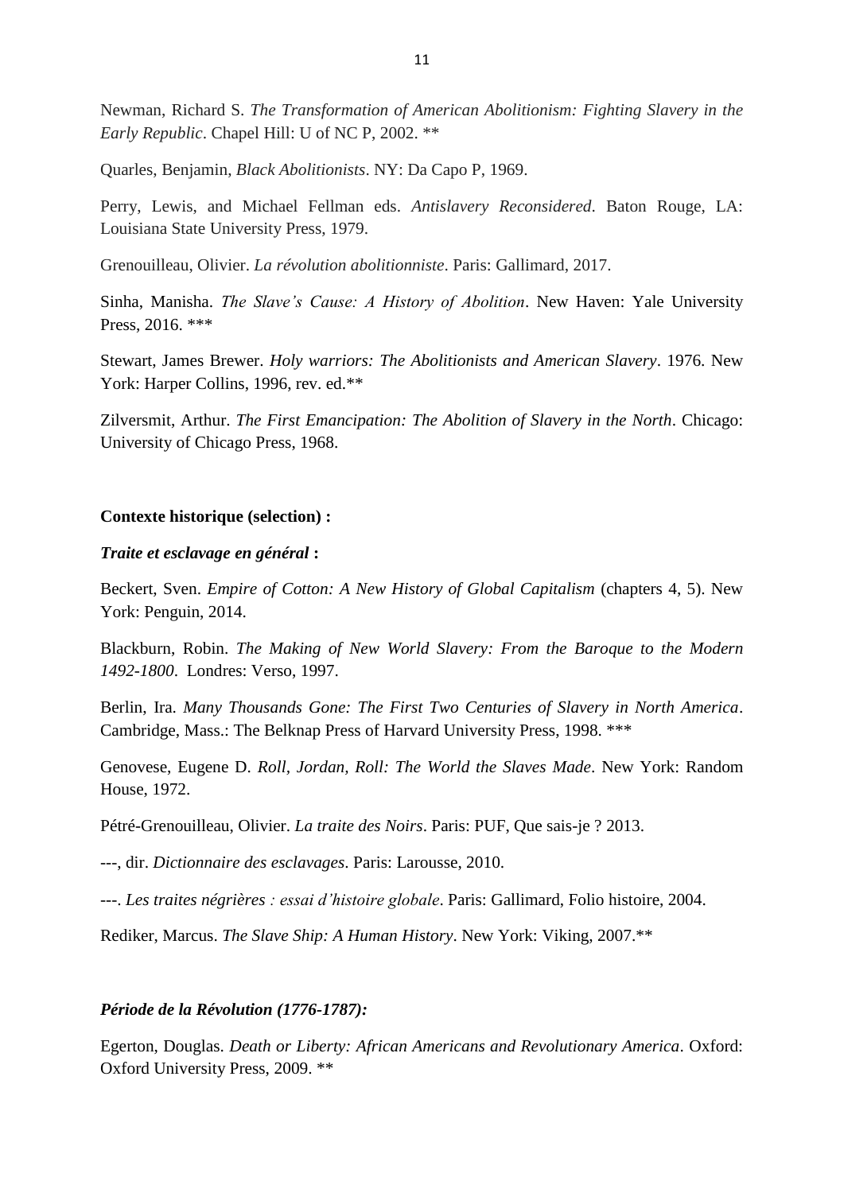Newman, Richard S. *The Transformation of American Abolitionism: Fighting Slavery in the Early Republic*. Chapel Hill: U of NC P, 2002. **

Quarles, Benjamin, *Black Abolitionists*. NY: Da Capo P, 1969.

Perry, Lewis, and Michael Fellman eds. *Antislavery Reconsidered*. Baton Rouge, LA: Louisiana State University Press, 1979.

Grenouilleau, Olivier. *La révolution abolitionniste*. Paris: Gallimard, 2017.

Sinha, Manisha. *The Slave's Cause: A History of Abolition*. New Haven: Yale University Press, 2016. ***

Stewart, James Brewer. *Holy warriors: The Abolitionists and American Slavery*. 1976. New York: Harper Collins, 1996, rev. ed.**

Zilversmit, Arthur. *The First Emancipation: The Abolition of Slavery in the North*. Chicago: University of Chicago Press, 1968.

**Contexte historique (selection) :**

***Traite et esclavage en général* :**

Beckert, Sven. *Empire of Cotton: A New History of Global Capitalism* (chapters 4, 5). New York: Penguin, 2014.

Blackburn, Robin. *The Making of New World Slavery: From the Baroque to the Modern 1492-1800*. Londres: Verso, 1997.

Berlin, Ira. *Many Thousands Gone: The First Two Centuries of Slavery in North America*. Cambridge, Mass.: The Belknap Press of Harvard University Press, 1998. ***

Genovese, Eugene D. *Roll, Jordan, Roll: The World the Slaves Made*. New York: Random House, 1972.

Pétré-Grenouilleau, Olivier. *La traite des Noirs*. Paris: PUF, Que sais-je ? 2013.

---, dir. *Dictionnaire des esclavages*. Paris: Larousse, 2010.

---. *Les traites négrières : essai d'histoire globale*. Paris: Gallimard, Folio histoire, 2004.

Rediker, Marcus. *The Slave Ship: A Human History*. New York: Viking, 2007.**

***Période de la Révolution (1776-1787):***

Egerton, Douglas. *Death or Liberty: African Americans and Revolutionary America*. Oxford: Oxford University Press, 2009. **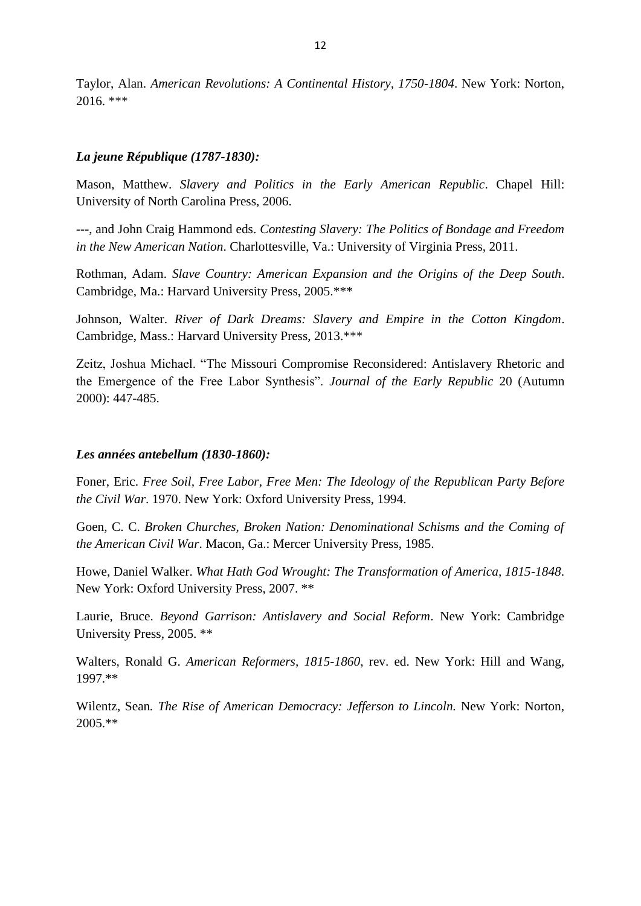Taylor, Alan. *American Revolutions: A Continental History, 1750-1804*. New York: Norton, 2016. ***

### *La jeune République (1787-1830):*

Mason, Matthew. *Slavery and Politics in the Early American Republic*. Chapel Hill: University of North Carolina Press, 2006.

---, and John Craig Hammond eds. *Contesting Slavery: The Politics of Bondage and Freedom in the New American Nation*. Charlottesville, Va.: University of Virginia Press, 2011.

Rothman, Adam. *Slave Country: American Expansion and the Origins of the Deep South*. Cambridge, Ma.: Harvard University Press, 2005.***

Johnson, Walter. *River of Dark Dreams: Slavery and Empire in the Cotton Kingdom*. Cambridge, Mass.: Harvard University Press, 2013.***

Zeitz, Joshua Michael. "The Missouri Compromise Reconsidered: Antislavery Rhetoric and the Emergence of the Free Labor Synthesis". *Journal of the Early Republic* 20 (Autumn 2000): 447-485.

### *Les années antebellum (1830-1860):*

Foner, Eric. *Free Soil, Free Labor, Free Men: The Ideology of the Republican Party Before the Civil War*. 1970. New York: Oxford University Press, 1994.

Goen, C. C. *Broken Churches, Broken Nation: Denominational Schisms and the Coming of the American Civil War*. Macon, Ga.: Mercer University Press, 1985.

Howe, Daniel Walker. *What Hath God Wrought: The Transformation of America, 1815-1848*. New York: Oxford University Press, 2007. **

Laurie, Bruce. *Beyond Garrison: Antislavery and Social Reform*. New York: Cambridge University Press, 2005. **

Walters, Ronald G. *American Reformers, 1815-1860*, rev. ed. New York: Hill and Wang, 1997.**

Wilentz, Sean. *The Rise of American Democracy: Jefferson to Lincoln.* New York: Norton, 2005.**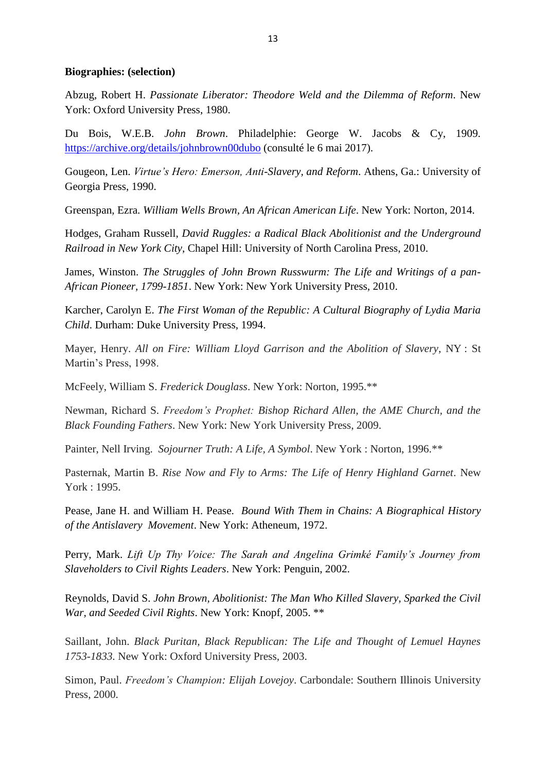**Biographies: (selection)**

Abzug, Robert H. *Passionate Liberator: Theodore Weld and the Dilemma of Reform*. New York: Oxford University Press, 1980.

Du Bois, W.E.B. *John Brown*. Philadelphie: George W. Jacobs & Cy, 1909. https://archive.org/details/johnbrown00dubo (consulté le 6 mai 2017).

Gougeon, Len. *Virtue's Hero: Emerson, Anti-Slavery, and Reform*. Athens, Ga.: University of Georgia Press, 1990.

Greenspan, Ezra. *William Wells Brown, An African American Life*. New York: Norton, 2014.

Hodges, Graham Russell, *David Ruggles: a Radical Black Abolitionist and the Underground Railroad in New York City*, Chapel Hill: University of North Carolina Press, 2010.

James, Winston. *The Struggles of John Brown Russwurm: The Life and Writings of a pan-African Pioneer, 1799-1851*. New York: New York University Press, 2010.

Karcher, Carolyn E. *The First Woman of the Republic: A Cultural Biography of Lydia Maria Child*. Durham: Duke University Press, 1994.

Mayer, Henry. *All on Fire: William Lloyd Garrison and the Abolition of Slavery*, NY : St Martin's Press, 1998.

McFeely, William S. *Frederick Douglass*. New York: Norton, 1995.**

Newman, Richard S. *Freedom's Prophet: Bishop Richard Allen, the AME Church, and the Black Founding Fathers*. New York: New York University Press, 2009.

Painter, Nell Irving. *Sojourner Truth: A Life, A Symbol*. New York : Norton, 1996.**

Pasternak, Martin B. *Rise Now and Fly to Arms: The Life of Henry Highland Garnet*. New York : 1995.

Pease, Jane H. and William H. Pease. *Bound With Them in Chains: A Biographical History of the Antislavery Movement*. New York: Atheneum, 1972.

Perry, Mark. *Lift Up Thy Voice: The Sarah and Angelina Grimké Family's Journey from Slaveholders to Civil Rights Leaders*. New York: Penguin, 2002.

Reynolds, David S. *John Brown, Abolitionist: The Man Who Killed Slavery, Sparked the Civil War, and Seeded Civil Rights*. New York: Knopf, 2005. **

Saillant, John. *Black Puritan, Black Republican: The Life and Thought of Lemuel Haynes 1753-1833*. New York: Oxford University Press, 2003.

Simon, Paul. *Freedom's Champion: Elijah Lovejoy*. Carbondale: Southern Illinois University Press, 2000.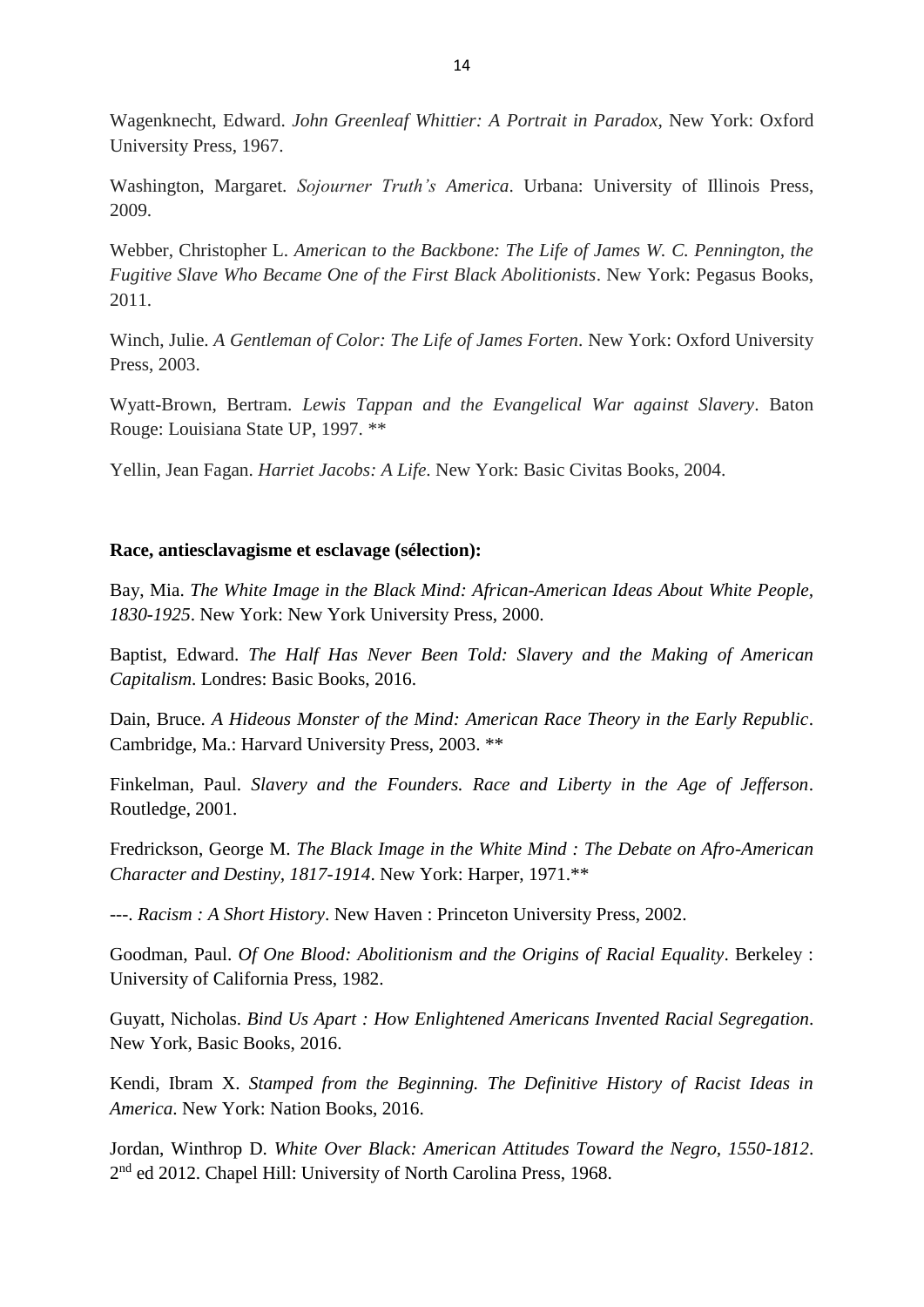Wagenknecht, Edward. *John Greenleaf Whittier: A Portrait in Paradox*, New York: Oxford University Press, 1967.

Washington, Margaret. *Sojourner Truth's America*. Urbana: University of Illinois Press, 2009.

Webber, Christopher L. *American to the Backbone: The Life of James W. C. Pennington, the Fugitive Slave Who Became One of the First Black Abolitionists*. New York: Pegasus Books, 2011.

Winch, Julie. *A Gentleman of Color: The Life of James Forten*. New York: Oxford University Press, 2003.

Wyatt-Brown, Bertram. *Lewis Tappan and the Evangelical War against Slavery*. Baton Rouge: Louisiana State UP, 1997. **

Yellin, Jean Fagan. *Harriet Jacobs: A Life*. New York: Basic Civitas Books, 2004.

**Race, antiesclavagisme et esclavage (sélection):**

Bay, Mia. *The White Image in the Black Mind: African-American Ideas About White People, 1830-1925*. New York: New York University Press, 2000.

Baptist, Edward. *The Half Has Never Been Told: Slavery and the Making of American Capitalism*. Londres: Basic Books, 2016.

Dain, Bruce. *A Hideous Monster of the Mind: American Race Theory in the Early Republic*. Cambridge, Ma.: Harvard University Press, 2003. **

Finkelman, Paul. *Slavery and the Founders. Race and Liberty in the Age of Jefferson*. Routledge, 2001.

Fredrickson, George M. *The Black Image in the White Mind : The Debate on Afro-American Character and Destiny, 1817-1914*. New York: Harper, 1971.**

---. *Racism : A Short History*. New Haven : Princeton University Press, 2002.

Goodman, Paul. *Of One Blood: Abolitionism and the Origins of Racial Equality*. Berkeley : University of California Press, 1982.

Guyatt, Nicholas. *Bind Us Apart : How Enlightened Americans Invented Racial Segregation*. New York, Basic Books, 2016.

Kendi, Ibram X. *Stamped from the Beginning. The Definitive History of Racist Ideas in America*. New York: Nation Books, 2016.

Jordan, Winthrop D. *White Over Black: American Attitudes Toward the Negro, 1550-1812*. 2nd ed 2012. Chapel Hill: University of North Carolina Press, 1968.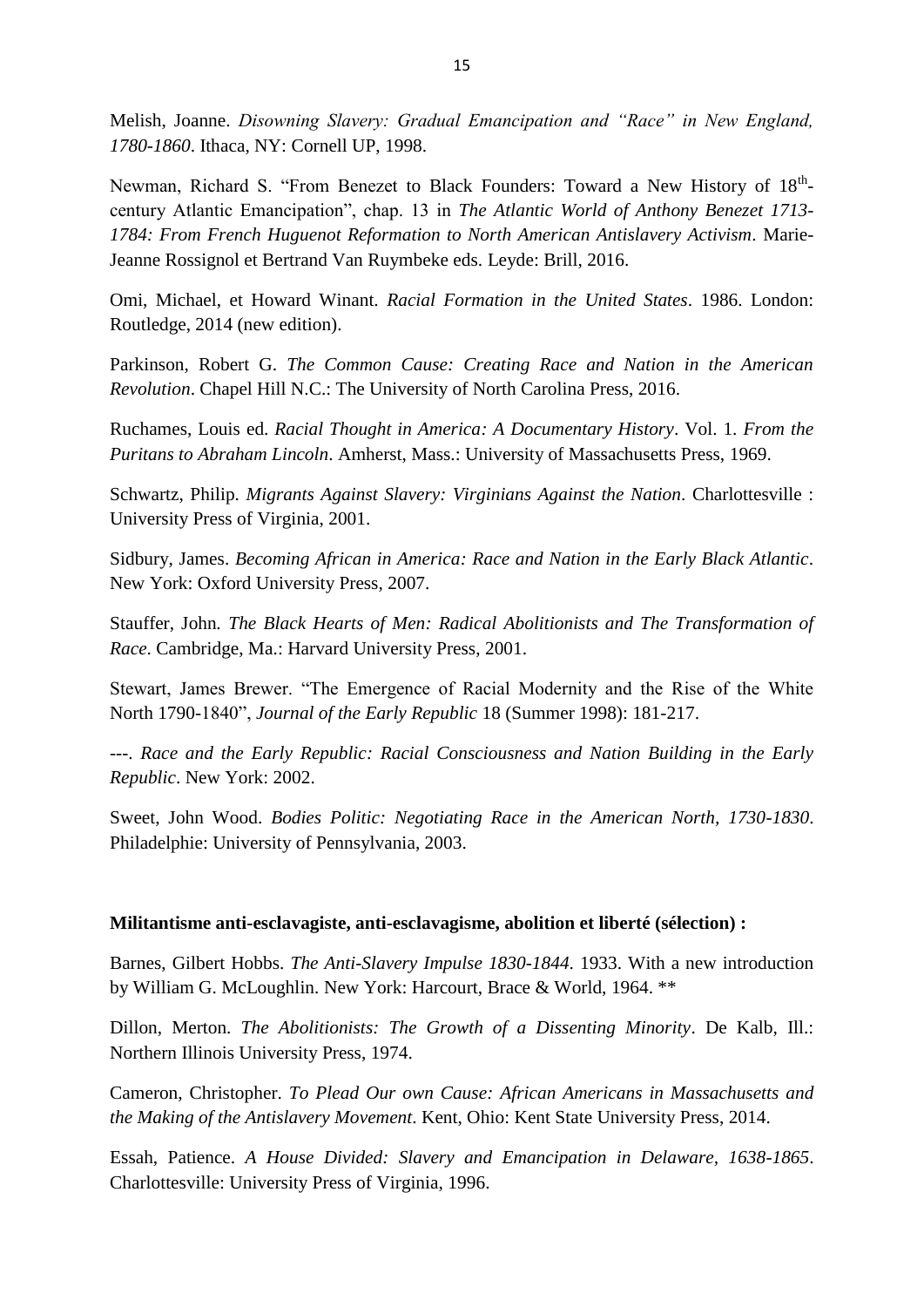Melish, Joanne. *Disowning Slavery: Gradual Emancipation and "Race" in New England, 1780-1860*. Ithaca, NY: Cornell UP, 1998.

Newman, Richard S. "From Benezet to Black Founders: Toward a New History of 18th-century Atlantic Emancipation", chap. 13 in *The Atlantic World of Anthony Benezet 1713-1784: From French Huguenot Reformation to North American Antislavery Activism*. Marie-Jeanne Rossignol et Bertrand Van Ruymbeke eds. Leyde: Brill, 2016.

Omi, Michael, et Howard Winant. *Racial Formation in the United States*. 1986. London: Routledge, 2014 (new edition).

Parkinson, Robert G. *The Common Cause: Creating Race and Nation in the American Revolution*. Chapel Hill N.C.: The University of North Carolina Press, 2016.

Ruchames, Louis ed. *Racial Thought in America: A Documentary History*. Vol. 1. *From the Puritans to Abraham Lincoln*. Amherst, Mass.: University of Massachusetts Press, 1969.

Schwartz, Philip. *Migrants Against Slavery: Virginians Against the Nation*. Charlottesville : University Press of Virginia, 2001.

Sidbury, James. *Becoming African in America: Race and Nation in the Early Black Atlantic*. New York: Oxford University Press, 2007.

Stauffer, John. *The Black Hearts of Men: Radical Abolitionists and The Transformation of Race*. Cambridge, Ma.: Harvard University Press, 2001.

Stewart, James Brewer. "The Emergence of Racial Modernity and the Rise of the White North 1790-1840", *Journal of the Early Republic* 18 (Summer 1998): 181-217.

---. *Race and the Early Republic: Racial Consciousness and Nation Building in the Early Republic*. New York: 2002.

Sweet, John Wood. *Bodies Politic: Negotiating Race in the American North, 1730-1830*. Philadelphie: University of Pennsylvania, 2003.

**Militantisme anti-esclavagiste, anti-esclavagisme, abolition et liberté (sélection) :**

Barnes, Gilbert Hobbs. *The Anti-Slavery Impulse 1830-1844*. 1933. With a new introduction by William G. McLoughlin. New York: Harcourt, Brace & World, 1964. **

Dillon, Merton. *The Abolitionists: The Growth of a Dissenting Minority*. De Kalb, Ill.: Northern Illinois University Press, 1974.

Cameron, Christopher. *To Plead Our own Cause: African Americans in Massachusetts and the Making of the Antislavery Movement*. Kent, Ohio: Kent State University Press, 2014.

Essah, Patience. *A House Divided: Slavery and Emancipation in Delaware, 1638-1865*. Charlottesville: University Press of Virginia, 1996.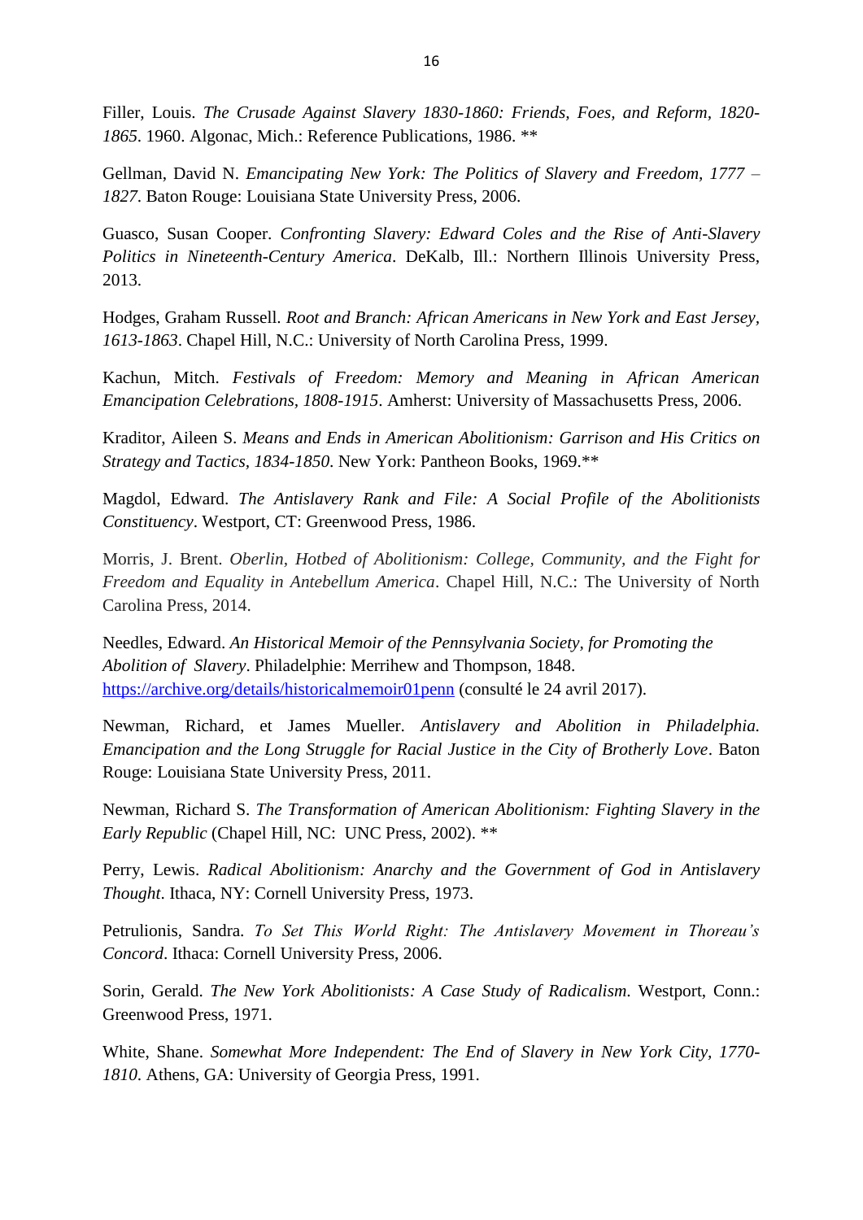Filler, Louis. *The Crusade Against Slavery 1830-1860: Friends, Foes, and Reform, 1820-1865*. 1960. Algonac, Mich.: Reference Publications, 1986. **

Gellman, David N. *Emancipating New York: The Politics of Slavery and Freedom, 1777 – 1827*. Baton Rouge: Louisiana State University Press, 2006.

Guasco, Susan Cooper. *Confronting Slavery: Edward Coles and the Rise of Anti-Slavery Politics in Nineteenth-Century America*. DeKalb, Ill.: Northern Illinois University Press, 2013.

Hodges, Graham Russell. *Root and Branch: African Americans in New York and East Jersey, 1613-1863*. Chapel Hill, N.C.: University of North Carolina Press, 1999.

Kachun, Mitch. *Festivals of Freedom: Memory and Meaning in African American Emancipation Celebrations, 1808-1915*. Amherst: University of Massachusetts Press, 2006.

Kraditor, Aileen S. *Means and Ends in American Abolitionism: Garrison and His Critics on Strategy and Tactics, 1834-1850*. New York: Pantheon Books, 1969.**

Magdol, Edward. *The Antislavery Rank and File: A Social Profile of the Abolitionists Constituency*. Westport, CT: Greenwood Press, 1986.

Morris, J. Brent. *Oberlin, Hotbed of Abolitionism: College, Community, and the Fight for Freedom and Equality in Antebellum America*. Chapel Hill, N.C.: The University of North Carolina Press, 2014.

Needles, Edward. *An Historical Memoir of the Pennsylvania Society, for Promoting the Abolition of Slavery*. Philadelphie: Merrihew and Thompson, 1848. https://archive.org/details/historicalmemoir01penn (consulté le 24 avril 2017).

Newman, Richard, et James Mueller. *Antislavery and Abolition in Philadelphia. Emancipation and the Long Struggle for Racial Justice in the City of Brotherly Love*. Baton Rouge: Louisiana State University Press, 2011.

Newman, Richard S. *The Transformation of American Abolitionism: Fighting Slavery in the Early Republic* (Chapel Hill, NC: UNC Press, 2002). **

Perry, Lewis. *Radical Abolitionism: Anarchy and the Government of God in Antislavery Thought*. Ithaca, NY: Cornell University Press, 1973.

Petrulionis, Sandra. *To Set This World Right: The Antislavery Movement in Thoreau's Concord*. Ithaca: Cornell University Press, 2006.

Sorin, Gerald. *The New York Abolitionists: A Case Study of Radicalism*. Westport, Conn.: Greenwood Press, 1971.

White, Shane. *Somewhat More Independent: The End of Slavery in New York City, 1770-1810*. Athens, GA: University of Georgia Press, 1991.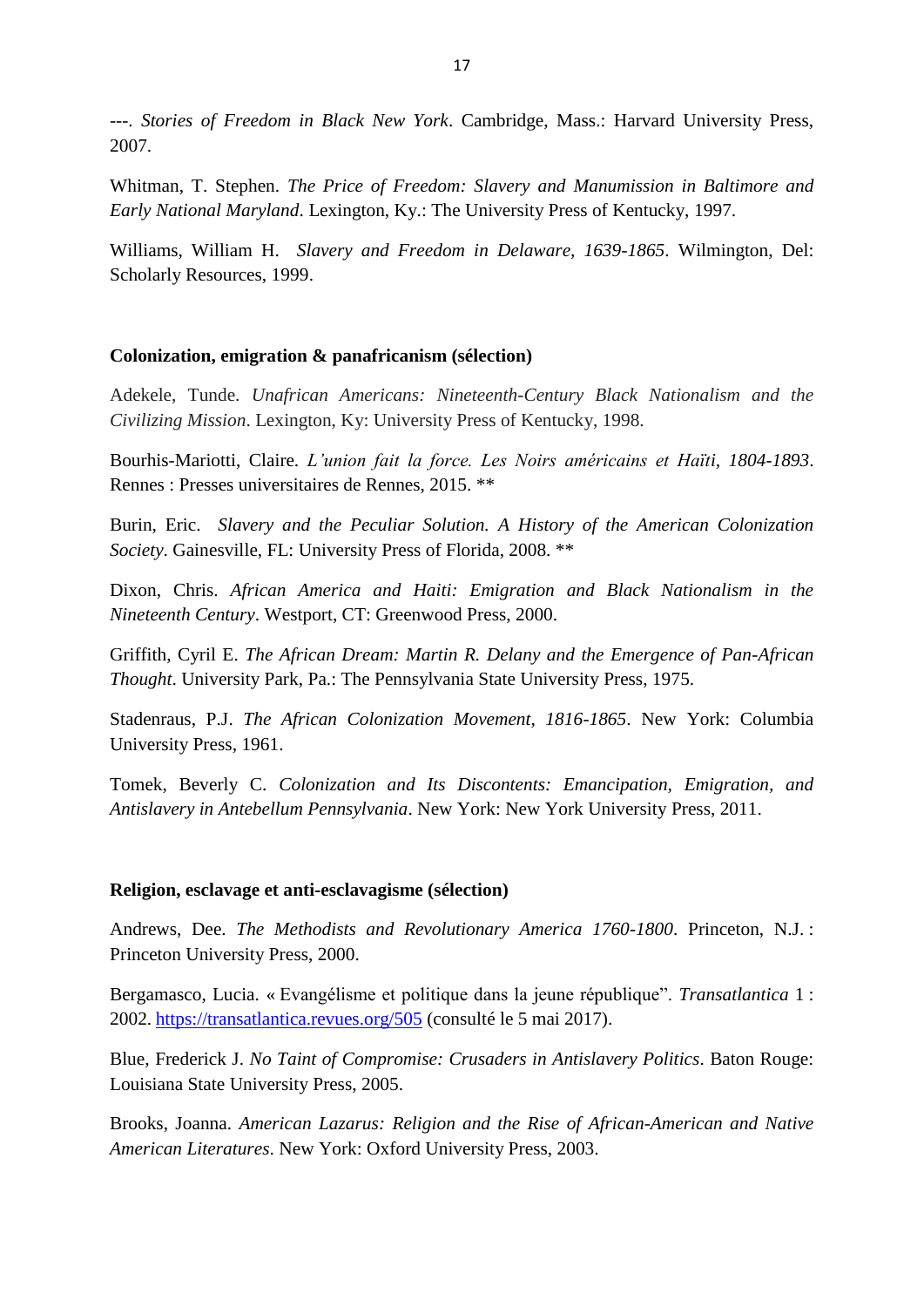---. *Stories of Freedom in Black New York*. Cambridge, Mass.: Harvard University Press, 2007.

Whitman, T. Stephen. *The Price of Freedom: Slavery and Manumission in Baltimore and Early National Maryland*. Lexington, Ky.: The University Press of Kentucky, 1997.

Williams, William H. *Slavery and Freedom in Delaware, 1639-1865*. Wilmington, Del: Scholarly Resources, 1999.

**Colonization, emigration & panafricanism (sélection)**

Adekele, Tunde. *Unafrican Americans: Nineteenth-Century Black Nationalism and the Civilizing Mission*. Lexington, Ky: University Press of Kentucky, 1998.

Bourhis-Mariotti, Claire. *L'union fait la force. Les Noirs américains et Haïti, 1804-1893*. Rennes : Presses universitaires de Rennes, 2015. **

Burin, Eric. *Slavery and the Peculiar Solution. A History of the American Colonization Society*. Gainesville, FL: University Press of Florida, 2008. **

Dixon, Chris. *African America and Haiti: Emigration and Black Nationalism in the Nineteenth Century*. Westport, CT: Greenwood Press, 2000.

Griffith, Cyril E. *The African Dream: Martin R. Delany and the Emergence of Pan-African Thought*. University Park, Pa.: The Pennsylvania State University Press, 1975.

Stadenraus, P.J. *The African Colonization Movement, 1816-1865*. New York: Columbia University Press, 1961.

Tomek, Beverly C. *Colonization and Its Discontents: Emancipation, Emigration, and Antislavery in Antebellum Pennsylvania*. New York: New York University Press, 2011.

**Religion, esclavage et anti-esclavagisme (sélection)**

Andrews, Dee. *The Methodists and Revolutionary America 1760-1800*. Princeton, N.J. : Princeton University Press, 2000.

Bergamasco, Lucia. « Evangélisme et politique dans la jeune république". *Transatlantica* 1 : 2002. https://transatlantica.revues.org/505 (consulté le 5 mai 2017).

Blue, Frederick J. *No Taint of Compromise: Crusaders in Antislavery Politics*. Baton Rouge: Louisiana State University Press, 2005.

Brooks, Joanna. *American Lazarus: Religion and the Rise of African-American and Native American Literatures*. New York: Oxford University Press, 2003.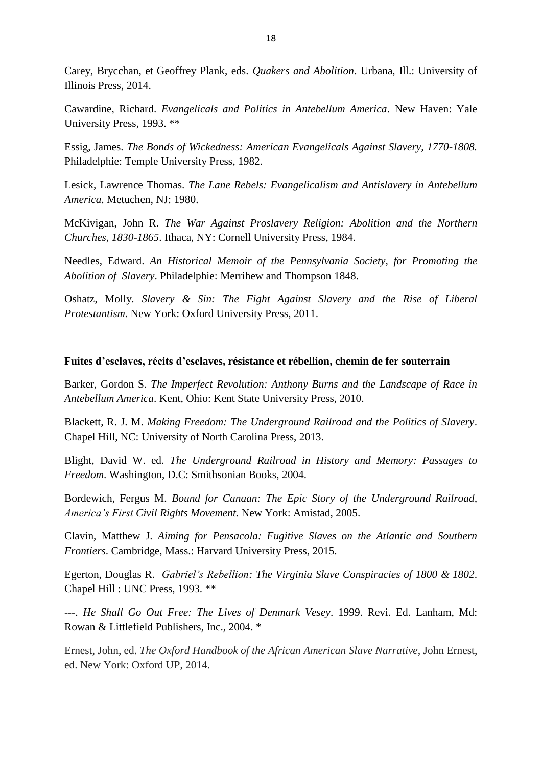Carey, Brycchan, et Geoffrey Plank, eds. *Quakers and Abolition*. Urbana, Ill.: University of Illinois Press, 2014.

Cawardine, Richard. *Evangelicals and Politics in Antebellum America*. New Haven: Yale University Press, 1993. **

Essig, James. *The Bonds of Wickedness: American Evangelicals Against Slavery, 1770-1808.* Philadelphie: Temple University Press, 1982.

Lesick, Lawrence Thomas. *The Lane Rebels: Evangelicalism and Antislavery in Antebellum America*. Metuchen, NJ: 1980.

McKivigan, John R. *The War Against Proslavery Religion: Abolition and the Northern Churches, 1830-1865*. Ithaca, NY: Cornell University Press, 1984.

Needles, Edward. *An Historical Memoir of the Pennsylvania Society, for Promoting the Abolition of Slavery*. Philadelphie: Merrihew and Thompson 1848.

Oshatz, Molly. *Slavery & Sin: The Fight Against Slavery and the Rise of Liberal Protestantism.* New York: Oxford University Press, 2011.

**Fuites d'esclaves, récits d'esclaves, résistance et rébellion, chemin de fer souterrain**

Barker, Gordon S. *The Imperfect Revolution: Anthony Burns and the Landscape of Race in Antebellum America*. Kent, Ohio: Kent State University Press, 2010.

Blackett, R. J. M. *Making Freedom: The Underground Railroad and the Politics of Slavery*. Chapel Hill, NC: University of North Carolina Press, 2013.

Blight, David W. ed. *The Underground Railroad in History and Memory: Passages to Freedom*. Washington, D.C: Smithsonian Books, 2004.

Bordewich, Fergus M. *Bound for Canaan: The Epic Story of the Underground Railroad, America's First Civil Rights Movement.* New York: Amistad, 2005.

Clavin, Matthew J. *Aiming for Pensacola: Fugitive Slaves on the Atlantic and Southern Frontiers*. Cambridge, Mass.: Harvard University Press, 2015.

Egerton, Douglas R. *Gabriel's Rebellion: The Virginia Slave Conspiracies of 1800 & 1802*. Chapel Hill : UNC Press, 1993. **

---. *He Shall Go Out Free: The Lives of Denmark Vesey*. 1999. Revi. Ed. Lanham, Md: Rowan & Littlefield Publishers, Inc., 2004. *

Ernest, John, ed. *The Oxford Handbook of the African American Slave Narrative*, John Ernest, ed. New York: Oxford UP, 2014.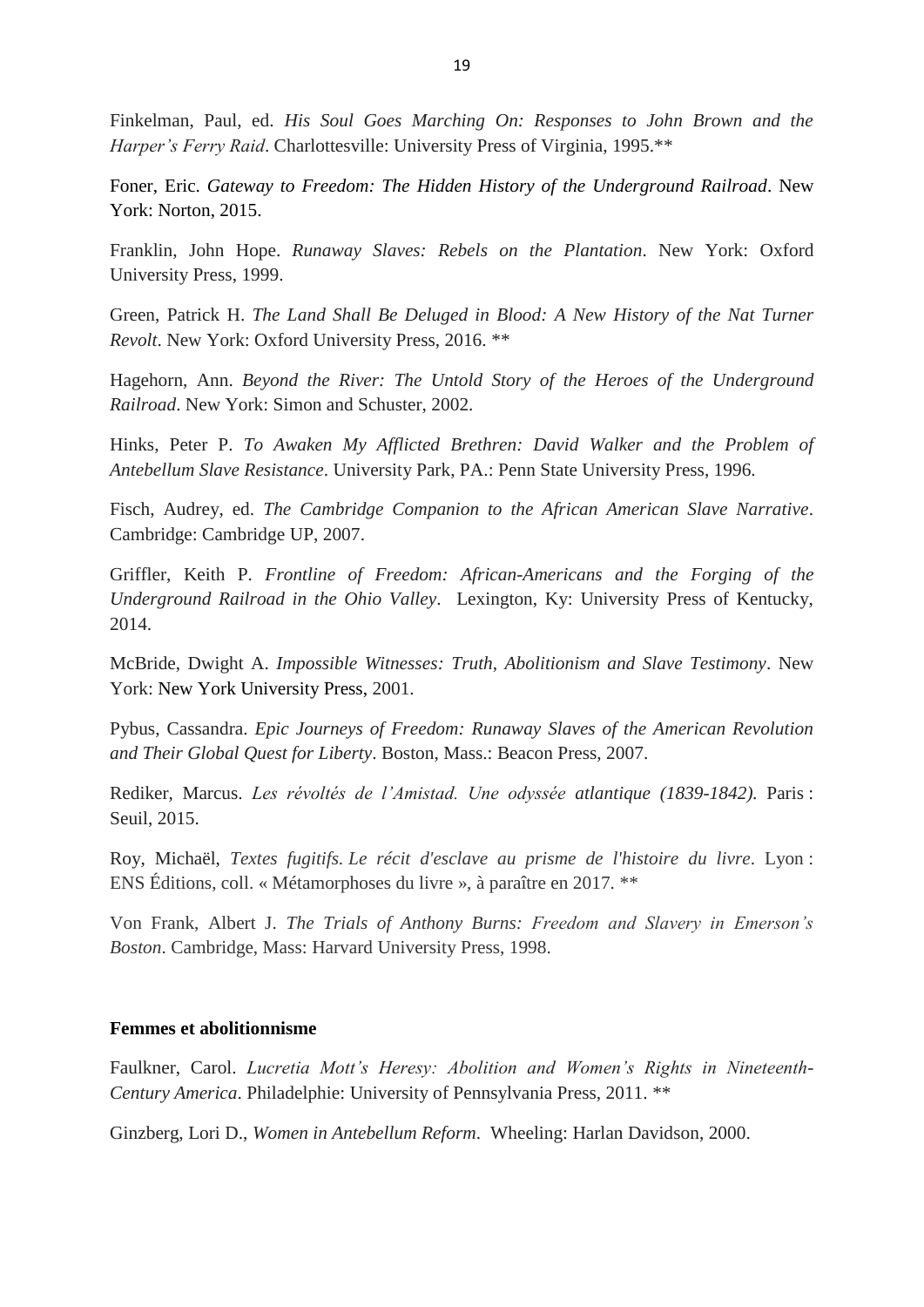Finkelman, Paul, ed. *His Soul Goes Marching On: Responses to John Brown and the Harper's Ferry Raid*. Charlottesville: University Press of Virginia, 1995.**

Foner, Eric. *Gateway to Freedom: The Hidden History of the Underground Railroad*. New York: Norton, 2015.

Franklin, John Hope. *Runaway Slaves: Rebels on the Plantation*. New York: Oxford University Press, 1999.

Green, Patrick H. *The Land Shall Be Deluged in Blood: A New History of the Nat Turner Revolt*. New York: Oxford University Press, 2016. **

Hagehorn, Ann. *Beyond the River: The Untold Story of the Heroes of the Underground Railroad*. New York: Simon and Schuster, 2002.

Hinks, Peter P. *To Awaken My Afflicted Brethren: David Walker and the Problem of Antebellum Slave Resistance*. University Park, PA.: Penn State University Press, 1996.

Fisch, Audrey, ed. *The Cambridge Companion to the African American Slave Narrative*. Cambridge: Cambridge UP, 2007.

Griffler, Keith P. *Frontline of Freedom: African-Americans and the Forging of the Underground Railroad in the Ohio Valley*. Lexington, Ky: University Press of Kentucky, 2014.

McBride, Dwight A. *Impossible Witnesses: Truth, Abolitionism and Slave Testimony*. New York: New York University Press, 2001.

Pybus, Cassandra. *Epic Journeys of Freedom: Runaway Slaves of the American Revolution and Their Global Quest for Liberty*. Boston, Mass.: Beacon Press, 2007.

Rediker, Marcus. *Les révoltés de l'Amistad. Une odyssée atlantique (1839-1842).* Paris : Seuil, 2015.

Roy, Michaël, *Textes fugitifs. Le récit d'esclave au prisme de l'histoire du livre*. Lyon : ENS Éditions, coll. « Métamorphoses du livre », à paraître en 2017. **

Von Frank, Albert J. *The Trials of Anthony Burns: Freedom and Slavery in Emerson's Boston*. Cambridge, Mass: Harvard University Press, 1998.

**Femmes et abolitionnisme**

Faulkner, Carol. *Lucretia Mott's Heresy: Abolition and Women's Rights in Nineteenth-Century America*. Philadelphie: University of Pennsylvania Press, 2011. **

Ginzberg, Lori D., *Women in Antebellum Reform*. Wheeling: Harlan Davidson, 2000.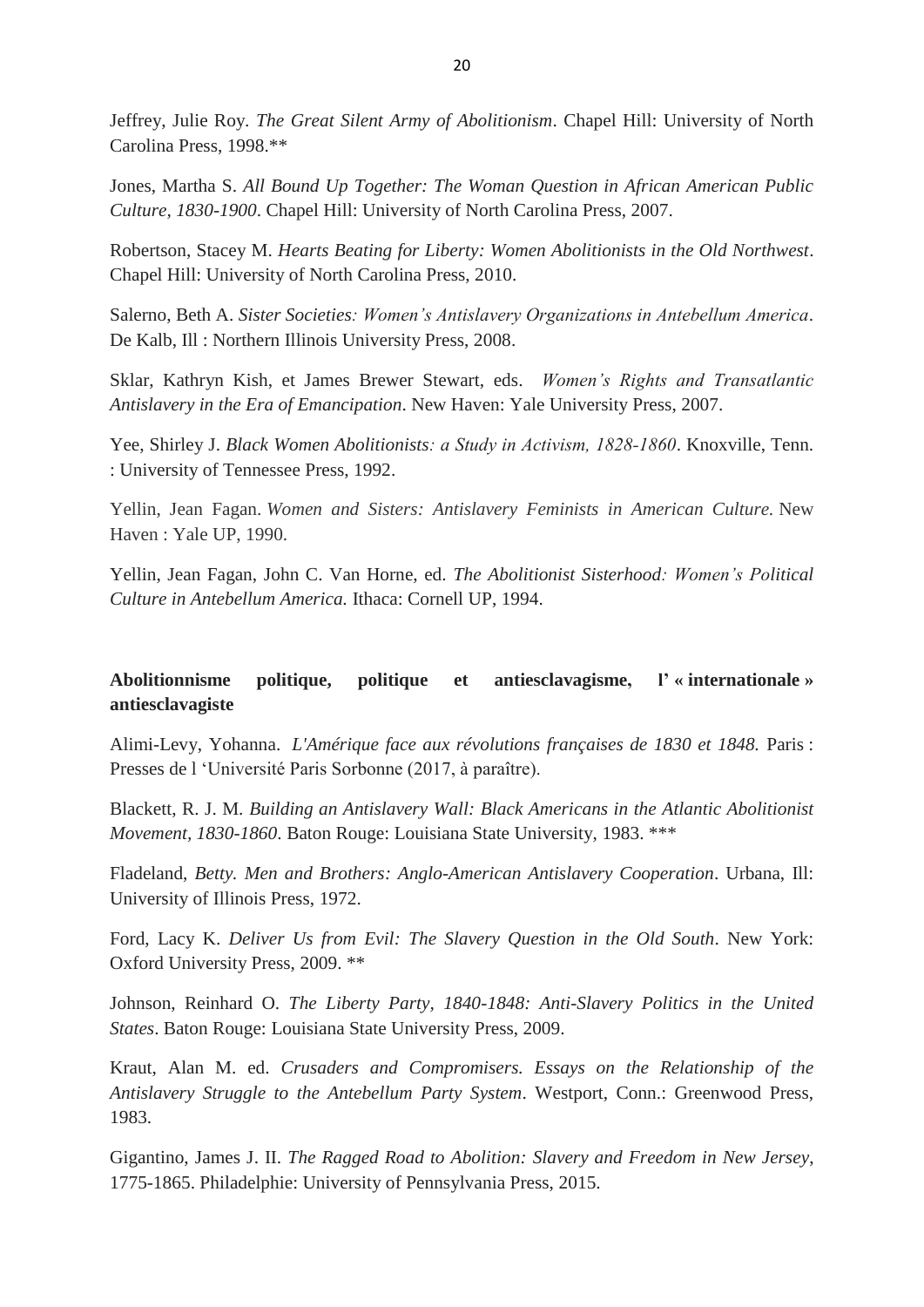Jeffrey, Julie Roy. *The Great Silent Army of Abolitionism*. Chapel Hill: University of North Carolina Press, 1998.**

Jones, Martha S. *All Bound Up Together: The Woman Question in African American Public Culture, 1830-1900*. Chapel Hill: University of North Carolina Press, 2007.

Robertson, Stacey M. *Hearts Beating for Liberty: Women Abolitionists in the Old Northwest*. Chapel Hill: University of North Carolina Press, 2010.

Salerno, Beth A. *Sister Societies: Women's Antislavery Organizations in Antebellum America*. De Kalb, Ill : Northern Illinois University Press, 2008.

Sklar, Kathryn Kish, et James Brewer Stewart, eds. *Women's Rights and Transatlantic Antislavery in the Era of Emancipation*. New Haven: Yale University Press, 2007.

Yee, Shirley J. *Black Women Abolitionists: a Study in Activism, 1828-1860*. Knoxville, Tenn. : University of Tennessee Press, 1992.

Yellin, Jean Fagan. *Women and Sisters: Antislavery Feminists in American Culture.* New Haven : Yale UP, 1990.

Yellin, Jean Fagan, John C. Van Horne, ed. *The Abolitionist Sisterhood: Women's Political Culture in Antebellum America.* Ithaca: Cornell UP, 1994.

**Abolitionnisme politique, politique et antiesclavagisme, l' « internationale » antiesclavagiste**

Alimi-Levy, Yohanna. *L'Amérique face aux révolutions françaises de 1830 et 1848.* Paris : Presses de l 'Université Paris Sorbonne (2017, à paraître).

Blackett, R. J. M. *Building an Antislavery Wall: Black Americans in the Atlantic Abolitionist Movement, 1830-1860*. Baton Rouge: Louisiana State University, 1983. ***

Fladeland, *Betty. Men and Brothers: Anglo-American Antislavery Cooperation*. Urbana, Ill: University of Illinois Press, 1972.

Ford, Lacy K. *Deliver Us from Evil: The Slavery Question in the Old South*. New York: Oxford University Press, 2009. **

Johnson, Reinhard O. *The Liberty Party, 1840-1848: Anti-Slavery Politics in the United States*. Baton Rouge: Louisiana State University Press, 2009.

Kraut, Alan M. ed. *Crusaders and Compromisers. Essays on the Relationship of the Antislavery Struggle to the Antebellum Party System*. Westport, Conn.: Greenwood Press, 1983.

Gigantino, James J. II. *The Ragged Road to Abolition: Slavery and Freedom in New Jersey*, 1775-1865. Philadelphie: University of Pennsylvania Press, 2015.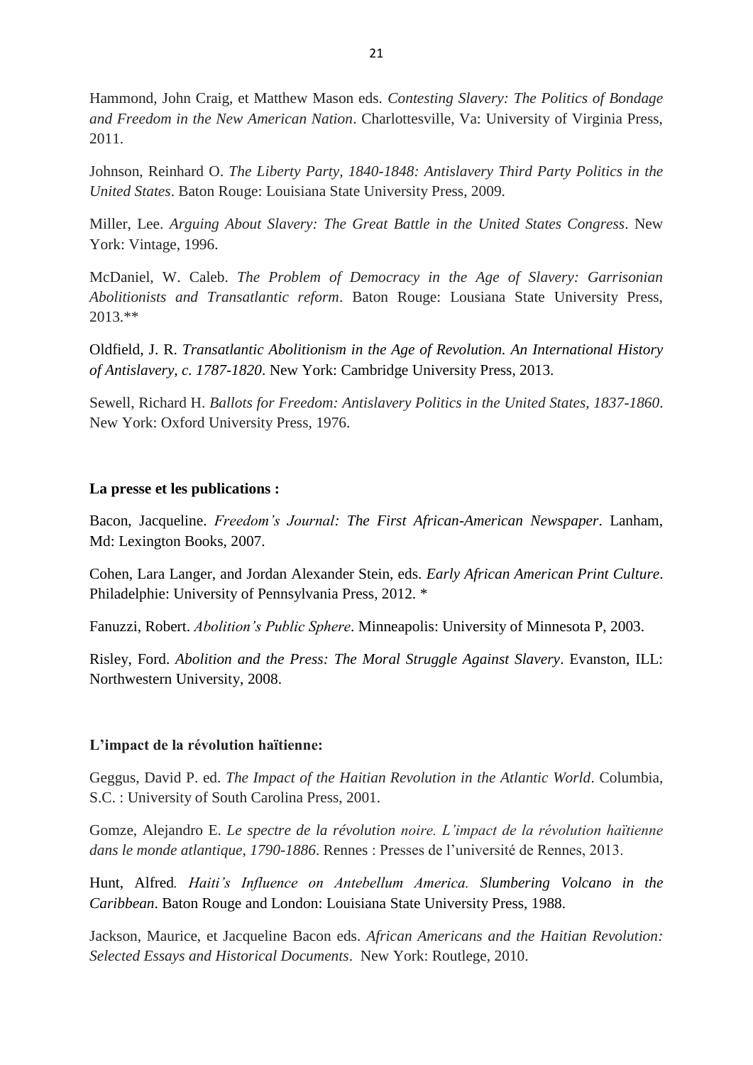Hammond, John Craig, et Matthew Mason eds. *Contesting Slavery: The Politics of Bondage and Freedom in the New American Nation*. Charlottesville, Va: University of Virginia Press, 2011.

Johnson, Reinhard O. *The Liberty Party, 1840-1848: Antislavery Third Party Politics in the United States*. Baton Rouge: Louisiana State University Press, 2009.

Miller, Lee. *Arguing About Slavery: The Great Battle in the United States Congress*. New York: Vintage, 1996.

McDaniel, W. Caleb. *The Problem of Democracy in the Age of Slavery: Garrisonian Abolitionists and Transatlantic reform*. Baton Rouge: Lousiana State University Press, 2013.**

Oldfield, J. R. *Transatlantic Abolitionism in the Age of Revolution. An International History of Antislavery, c. 1787-1820*. New York: Cambridge University Press, 2013.

Sewell, Richard H. *Ballots for Freedom: Antislavery Politics in the United States, 1837-1860*. New York: Oxford University Press, 1976.

**La presse et les publications :**

Bacon, Jacqueline. *Freedom's Journal: The First African-American Newspaper*. Lanham, Md: Lexington Books, 2007.

Cohen, Lara Langer, and Jordan Alexander Stein, eds. *Early African American Print Culture*. Philadelphie: University of Pennsylvania Press, 2012. *

Fanuzzi, Robert. *Abolition's Public Sphere*. Minneapolis: University of Minnesota P, 2003.

Risley, Ford. *Abolition and the Press: The Moral Struggle Against Slavery*. Evanston, ILL: Northwestern University, 2008.

**L'impact de la révolution haïtienne:**

Geggus, David P. ed. *The Impact of the Haitian Revolution in the Atlantic World*. Columbia, S.C. : University of South Carolina Press, 2001.

Gomze, Alejandro E. *Le spectre de la révolution noire. L'impact de la révolution haïtienne dans le monde atlantique, 1790-1886*. Rennes : Presses de l'université de Rennes, 2013.

Hunt, Alfred*. Haiti's Influence on Antebellum America. Slumbering Volcano in the Caribbean*. Baton Rouge and London: Louisiana State University Press, 1988.

Jackson, Maurice, et Jacqueline Bacon eds. *African Americans and the Haitian Revolution: Selected Essays and Historical Documents*. New York: Routlege, 2010.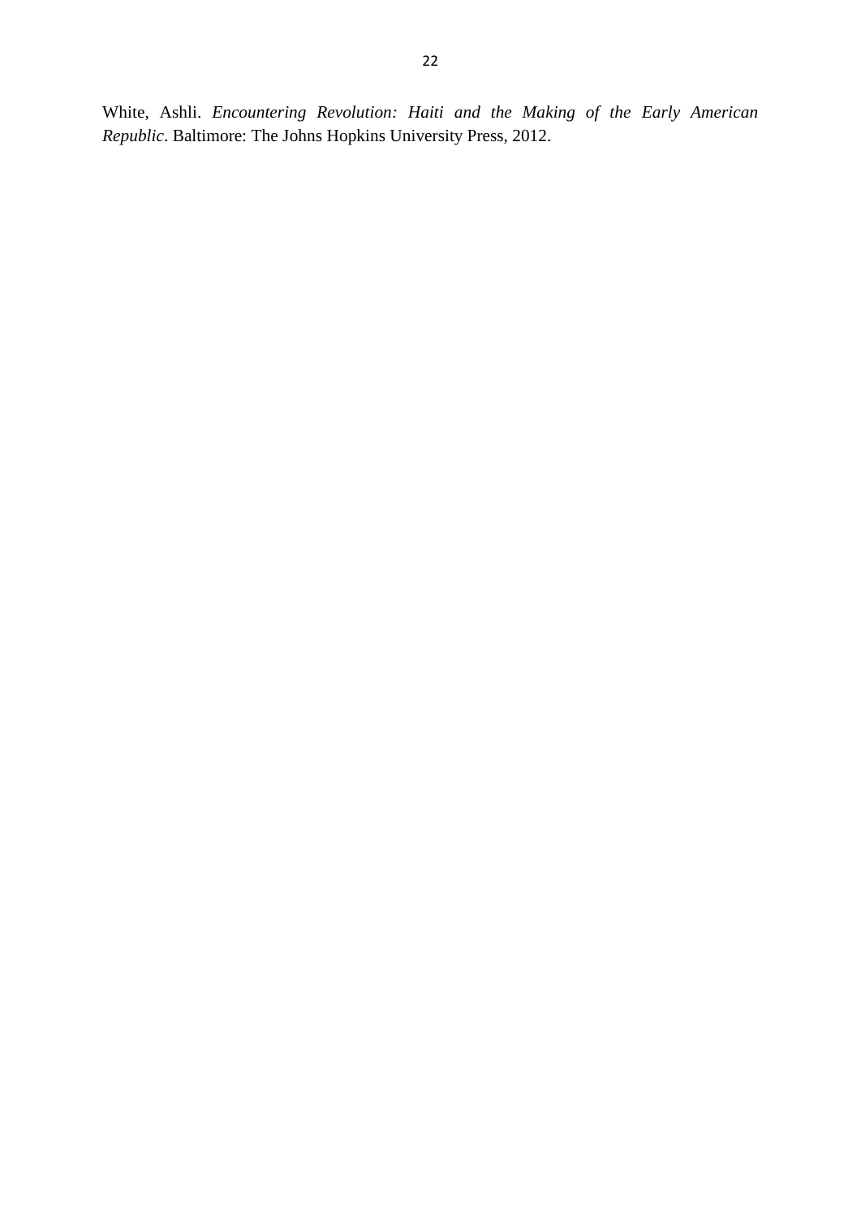White, Ashli. *Encountering Revolution: Haiti and the Making of the Early American Republic*. Baltimore: The Johns Hopkins University Press, 2012.